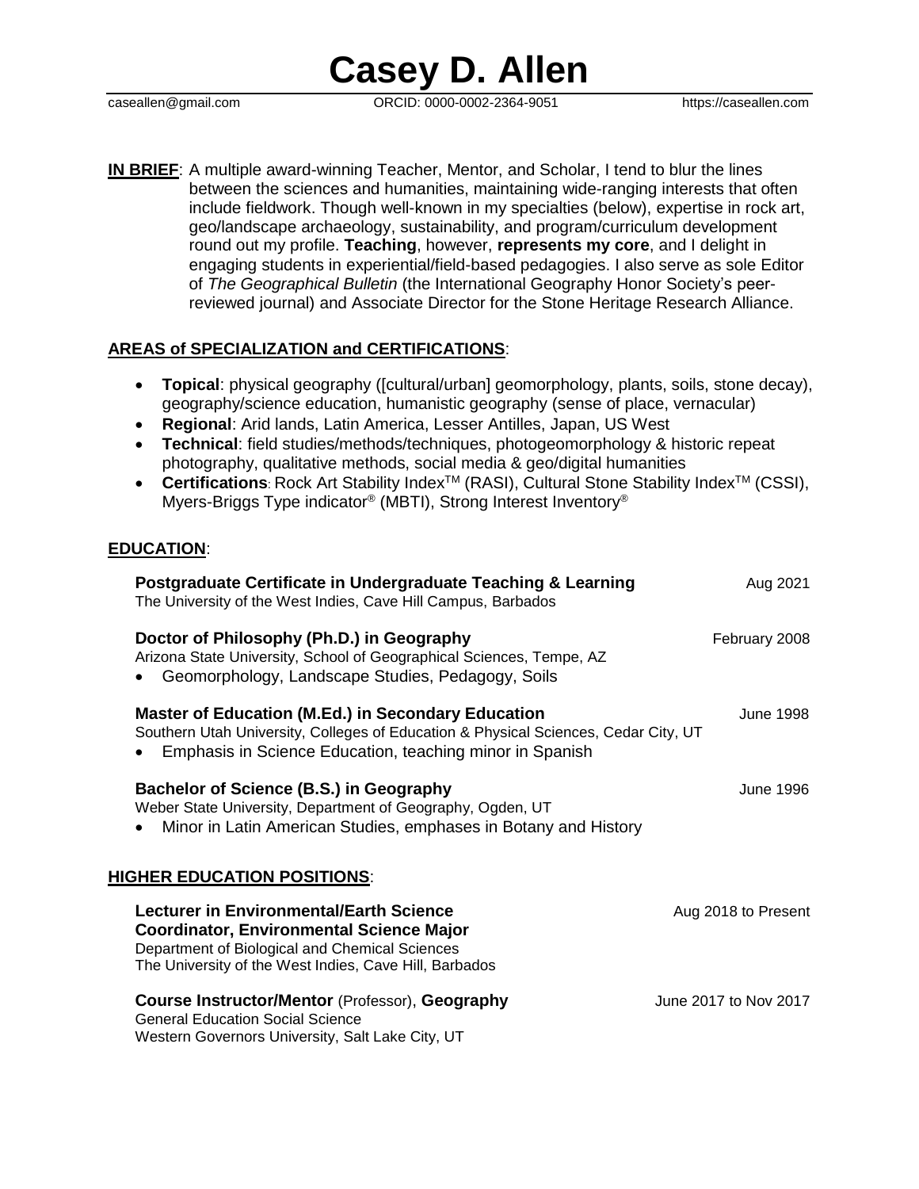# Casey D. Allen

caseallen@gmail.com ORCID: 0000-0002-2364-9051 https://caseallen.com

**IN BRIEF**: A multiple award-winning Teacher, Mentor, and Scholar, I tend to blur the lines between the sciences and humanities, maintaining wide-ranging interests that often include fieldwork. Though well-known in my specialties (below), expertise in rock art, geo/landscape archaeology, sustainability, and program/curriculum development round out my profile. **Teaching**, however, **represents my core**, and I delight in engaging students in experiential/field-based pedagogies. I also serve as sole Editor of *The Geographical Bulletin* (the International Geography Honor Society's peer-reviewed journal) and Associate Director for the Stone Heritage Research Alliance.

## AREAS of SPECIALIZATION and CERTIFICATIONS:

- **Topical**: physical geography ([cultural/urban] geomorphology, plants, soils, stone decay), geography/science education, humanistic geography (sense of place, vernacular)
- **Regional**: Arid lands, Latin America, Lesser Antilles, Japan, US West
- **Technical**: field studies/methods/techniques, photogeomorphology & historic repeat photography, qualitative methods, social media & geo/digital humanities
- **Certifications**: Rock Art Stability Index™ (RASI), Cultural Stone Stability Index™ (CSSI), Myers-Briggs Type indicator® (MBTI), Strong Interest Inventory®

## EDUCATION:

**Postgraduate Certificate in Undergraduate Teaching & Learning** — Aug 2021
The University of the West Indies, Cave Hill Campus, Barbados

**Doctor of Philosophy (Ph.D.) in Geography** — February 2008
Arizona State University, School of Geographical Sciences, Tempe, AZ
- Geomorphology, Landscape Studies, Pedagogy, Soils

**Master of Education (M.Ed.) in Secondary Education** — June 1998
Southern Utah University, Colleges of Education & Physical Sciences, Cedar City, UT
- Emphasis in Science Education, teaching minor in Spanish

**Bachelor of Science (B.S.) in Geography** — June 1996
Weber State University, Department of Geography, Ogden, UT
- Minor in Latin American Studies, emphases in Botany and History

## HIGHER EDUCATION POSITIONS:

**Lecturer in Environmental/Earth Science** — Aug 2018 to Present
**Coordinator, Environmental Science Major**
Department of Biological and Chemical Sciences
The University of the West Indies, Cave Hill, Barbados

**Course Instructor/Mentor** (Professor), **Geography** — June 2017 to Nov 2017
General Education Social Science
Western Governors University, Salt Lake City, UT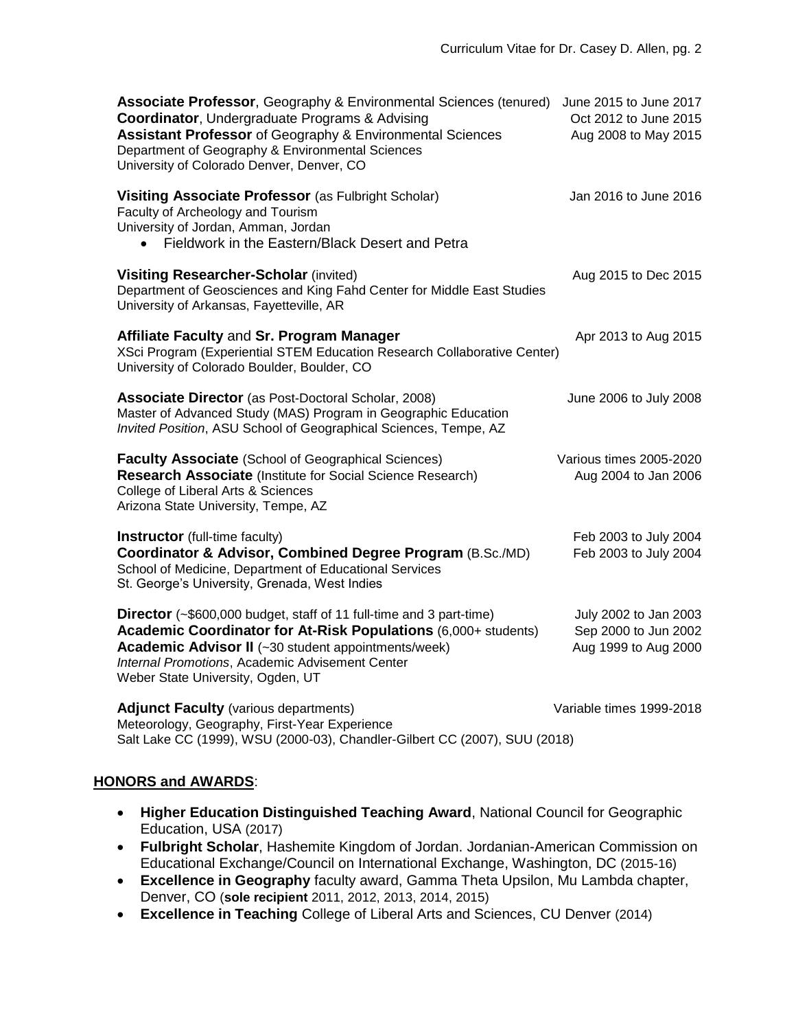**Associate Professor**, Geography & Environmental Sciences (tenured) June 2015 to June 2017
**Coordinator**, Undergraduate Programs & Advising Oct 2012 to June 2015
**Assistant Professor** of Geography & Environmental Sciences Aug 2008 to May 2015
Department of Geography & Environmental Sciences
University of Colorado Denver, Denver, CO

**Visiting Associate Professor** (as Fulbright Scholar) Jan 2016 to June 2016
Faculty of Archeology and Tourism
University of Jordan, Amman, Jordan

- Fieldwork in the Eastern/Black Desert and Petra

**Visiting Researcher-Scholar** (invited) Aug 2015 to Dec 2015
Department of Geosciences and King Fahd Center for Middle East Studies
University of Arkansas, Fayetteville, AR

**Affiliate Faculty** and **Sr. Program Manager** Apr 2013 to Aug 2015
XSci Program (Experiential STEM Education Research Collaborative Center)
University of Colorado Boulder, Boulder, CO

**Associate Director** (as Post-Doctoral Scholar, 2008) June 2006 to July 2008
Master of Advanced Study (MAS) Program in Geographic Education
*Invited Position*, ASU School of Geographical Sciences, Tempe, AZ

**Faculty Associate** (School of Geographical Sciences) Various times 2005-2020
**Research Associate** (Institute for Social Science Research) Aug 2004 to Jan 2006
College of Liberal Arts & Sciences
Arizona State University, Tempe, AZ

**Instructor** (full-time faculty) Feb 2003 to July 2004
**Coordinator & Advisor, Combined Degree Program** (B.Sc./MD) Feb 2003 to July 2004
School of Medicine, Department of Educational Services
St. George's University, Grenada, West Indies

**Director** (~$600,000 budget, staff of 11 full-time and 3 part-time) July 2002 to Jan 2003
**Academic Coordinator for At-Risk Populations** (6,000+ students) Sep 2000 to Jun 2002
**Academic Advisor II** (~30 student appointments/week) Aug 1999 to Aug 2000
*Internal Promotions*, Academic Advisement Center
Weber State University, Ogden, UT

**Adjunct Faculty** (various departments) Variable times 1999-2018
Meteorology, Geography, First-Year Experience
Salt Lake CC (1999), WSU (2000-03), Chandler-Gilbert CC (2007), SUU (2018)

## HONORS and AWARDS:

- **Higher Education Distinguished Teaching Award**, National Council for Geographic Education, USA (2017)
- **Fulbright Scholar**, Hashemite Kingdom of Jordan. Jordanian-American Commission on Educational Exchange/Council on International Exchange, Washington, DC (2015-16)
- **Excellence in Geography** faculty award, Gamma Theta Upsilon, Mu Lambda chapter, Denver, CO (**sole recipient** 2011, 2012, 2013, 2014, 2015)
- **Excellence in Teaching** College of Liberal Arts and Sciences, CU Denver (2014)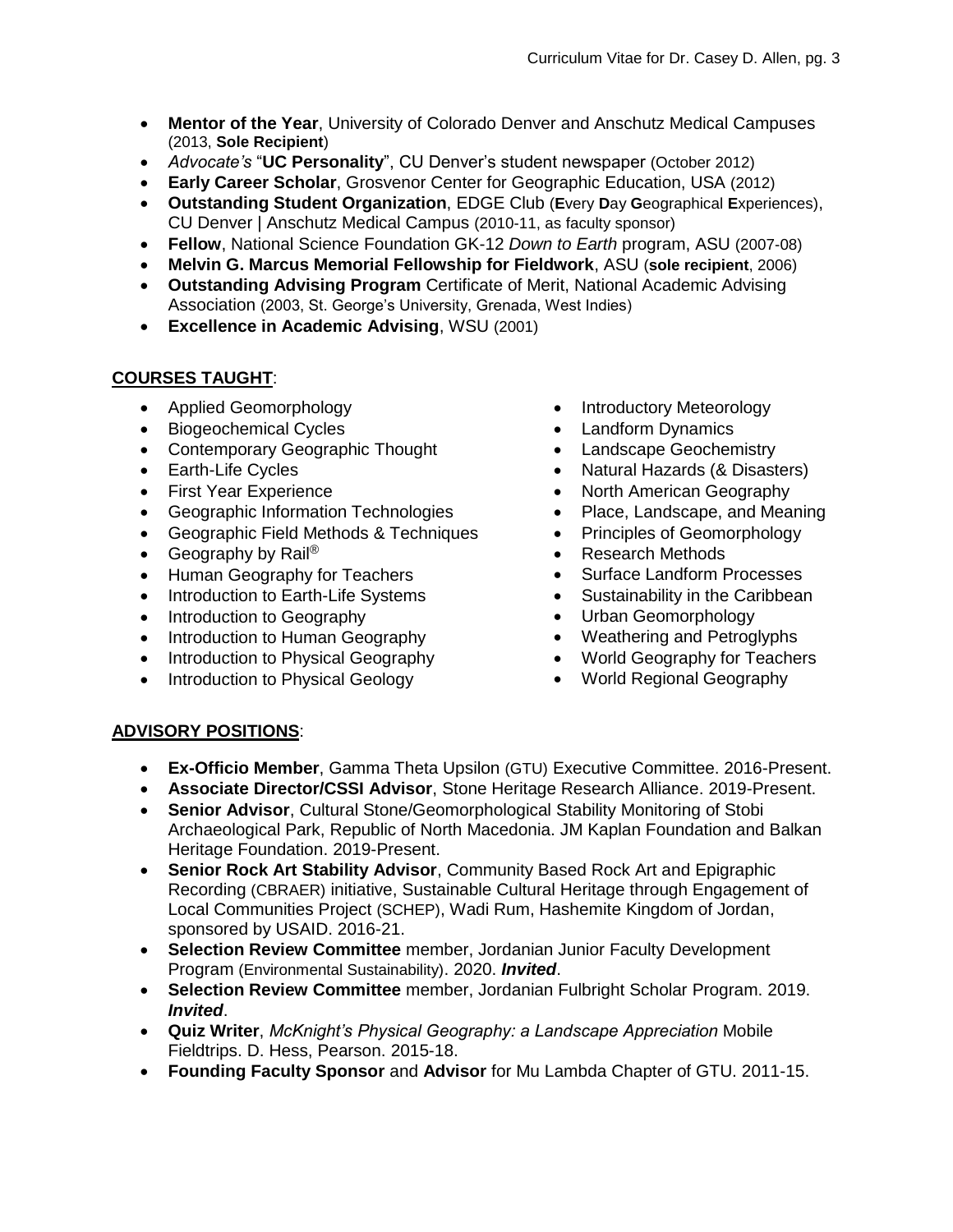- **Mentor of the Year**, University of Colorado Denver and Anschutz Medical Campuses (2013, **Sole Recipient**)
- *Advocate's* "**UC Personality**", CU Denver's student newspaper (October 2012)
- **Early Career Scholar**, Grosvenor Center for Geographic Education, USA (2012)
- **Outstanding Student Organization**, EDGE Club (**E**very **D**ay **G**eographical **E**xperiences), CU Denver | Anschutz Medical Campus (2010-11, as faculty sponsor)
- **Fellow**, National Science Foundation GK-12 *Down to Earth* program, ASU (2007-08)
- **Melvin G. Marcus Memorial Fellowship for Fieldwork**, ASU (**sole recipient**, 2006)
- **Outstanding Advising Program** Certificate of Merit, National Academic Advising Association (2003, St. George's University, Grenada, West Indies)
- **Excellence in Academic Advising**, WSU (2001)

## COURSES TAUGHT:

- Applied Geomorphology
- Biogeochemical Cycles
- Contemporary Geographic Thought
- Earth-Life Cycles
- First Year Experience
- Geographic Information Technologies
- Geographic Field Methods & Techniques
- Geography by Rail®
- Human Geography for Teachers
- Introduction to Earth-Life Systems
- Introduction to Geography
- Introduction to Human Geography
- Introduction to Physical Geography
- Introduction to Physical Geology
- Introductory Meteorology
- Landform Dynamics
- Landscape Geochemistry
- Natural Hazards (& Disasters)
- North American Geography
- Place, Landscape, and Meaning
- Principles of Geomorphology
- Research Methods
- Surface Landform Processes
- Sustainability in the Caribbean
- Urban Geomorphology
- Weathering and Petroglyphs
- World Geography for Teachers
- World Regional Geography

## ADVISORY POSITIONS:

- **Ex-Officio Member**, Gamma Theta Upsilon (GTU) Executive Committee. 2016-Present.
- **Associate Director/CSSI Advisor**, Stone Heritage Research Alliance. 2019-Present.
- **Senior Advisor**, Cultural Stone/Geomorphological Stability Monitoring of Stobi Archaeological Park, Republic of North Macedonia. JM Kaplan Foundation and Balkan Heritage Foundation. 2019-Present.
- **Senior Rock Art Stability Advisor**, Community Based Rock Art and Epigraphic Recording (CBRAER) initiative, Sustainable Cultural Heritage through Engagement of Local Communities Project (SCHEP), Wadi Rum, Hashemite Kingdom of Jordan, sponsored by USAID. 2016-21.
- **Selection Review Committee** member, Jordanian Junior Faculty Development Program (Environmental Sustainability). 2020. ***Invited***.
- **Selection Review Committee** member, Jordanian Fulbright Scholar Program. 2019. ***Invited***.
- **Quiz Writer**, *McKnight's Physical Geography: a Landscape Appreciation* Mobile Fieldtrips. D. Hess, Pearson. 2015-18.
- **Founding Faculty Sponsor** and **Advisor** for Mu Lambda Chapter of GTU. 2011-15.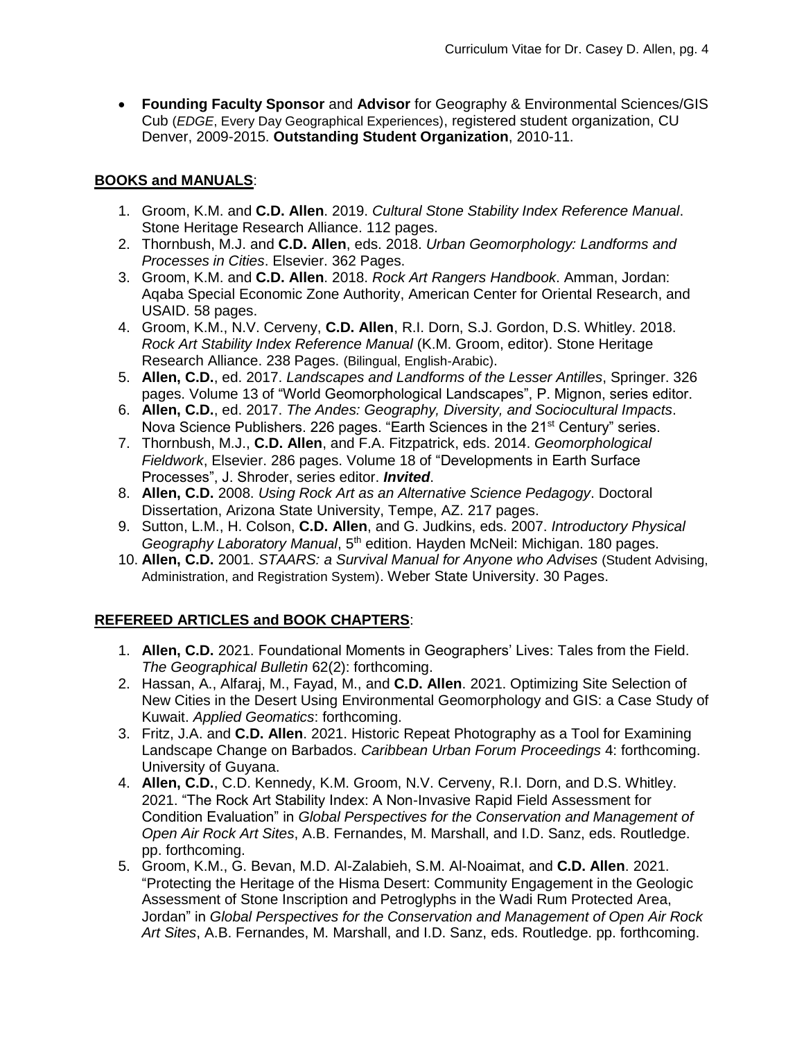- **Founding Faculty Sponsor** and **Advisor** for Geography & Environmental Sciences/GIS Cub (*EDGE*, Every Day Geographical Experiences), registered student organization, CU Denver, 2009-2015. **Outstanding Student Organization**, 2010-11.

## BOOKS and MANUALS:

1. Groom, K.M. and **C.D. Allen**. 2019. *Cultural Stone Stability Index Reference Manual*. Stone Heritage Research Alliance. 112 pages.
2. Thornbush, M.J. and **C.D. Allen**, eds. 2018. *Urban Geomorphology: Landforms and Processes in Cities*. Elsevier. 362 Pages.
3. Groom, K.M. and **C.D. Allen**. 2018. *Rock Art Rangers Handbook*. Amman, Jordan: Aqaba Special Economic Zone Authority, American Center for Oriental Research, and USAID. 58 pages.
4. Groom, K.M., N.V. Cerveny, **C.D. Allen**, R.I. Dorn, S.J. Gordon, D.S. Whitley. 2018. *Rock Art Stability Index Reference Manual* (K.M. Groom, editor). Stone Heritage Research Alliance. 238 Pages. (Bilingual, English-Arabic).
5. **Allen, C.D.**, ed. 2017. *Landscapes and Landforms of the Lesser Antilles*, Springer. 326 pages. Volume 13 of "World Geomorphological Landscapes", P. Mignon, series editor.
6. **Allen, C.D.**, ed. 2017. *The Andes: Geography, Diversity, and Sociocultural Impacts*. Nova Science Publishers. 226 pages. "Earth Sciences in the 21st Century" series.
7. Thornbush, M.J., **C.D. Allen**, and F.A. Fitzpatrick, eds. 2014. *Geomorphological Fieldwork*, Elsevier. 286 pages. Volume 18 of "Developments in Earth Surface Processes", J. Shroder, series editor. ***Invited***.
8. **Allen, C.D.** 2008. *Using Rock Art as an Alternative Science Pedagogy*. Doctoral Dissertation, Arizona State University, Tempe, AZ. 217 pages.
9. Sutton, L.M., H. Colson, **C.D. Allen**, and G. Judkins, eds. 2007. *Introductory Physical Geography Laboratory Manual*, 5th edition. Hayden McNeil: Michigan. 180 pages.
10. **Allen, C.D.** 2001. *STAARS: a Survival Manual for Anyone who Advises* (Student Advising, Administration, and Registration System). Weber State University. 30 Pages.

## REFEREED ARTICLES and BOOK CHAPTERS:

1. **Allen, C.D.** 2021. Foundational Moments in Geographers' Lives: Tales from the Field. *The Geographical Bulletin* 62(2): forthcoming.
2. Hassan, A., Alfaraj, M., Fayad, M., and **C.D. Allen**. 2021. Optimizing Site Selection of New Cities in the Desert Using Environmental Geomorphology and GIS: a Case Study of Kuwait. *Applied Geomatics*: forthcoming.
3. Fritz, J.A. and **C.D. Allen**. 2021. Historic Repeat Photography as a Tool for Examining Landscape Change on Barbados. *Caribbean Urban Forum Proceedings* 4: forthcoming. University of Guyana.
4. **Allen, C.D.**, C.D. Kennedy, K.M. Groom, N.V. Cerveny, R.I. Dorn, and D.S. Whitley. 2021. "The Rock Art Stability Index: A Non-Invasive Rapid Field Assessment for Condition Evaluation" in *Global Perspectives for the Conservation and Management of Open Air Rock Art Sites*, A.B. Fernandes, M. Marshall, and I.D. Sanz, eds. Routledge. pp. forthcoming.
5. Groom, K.M., G. Bevan, M.D. Al-Zalabieh, S.M. Al-Noaimat, and **C.D. Allen**. 2021. "Protecting the Heritage of the Hisma Desert: Community Engagement in the Geologic Assessment of Stone Inscription and Petroglyphs in the Wadi Rum Protected Area, Jordan" in *Global Perspectives for the Conservation and Management of Open Air Rock Art Sites*, A.B. Fernandes, M. Marshall, and I.D. Sanz, eds. Routledge. pp. forthcoming.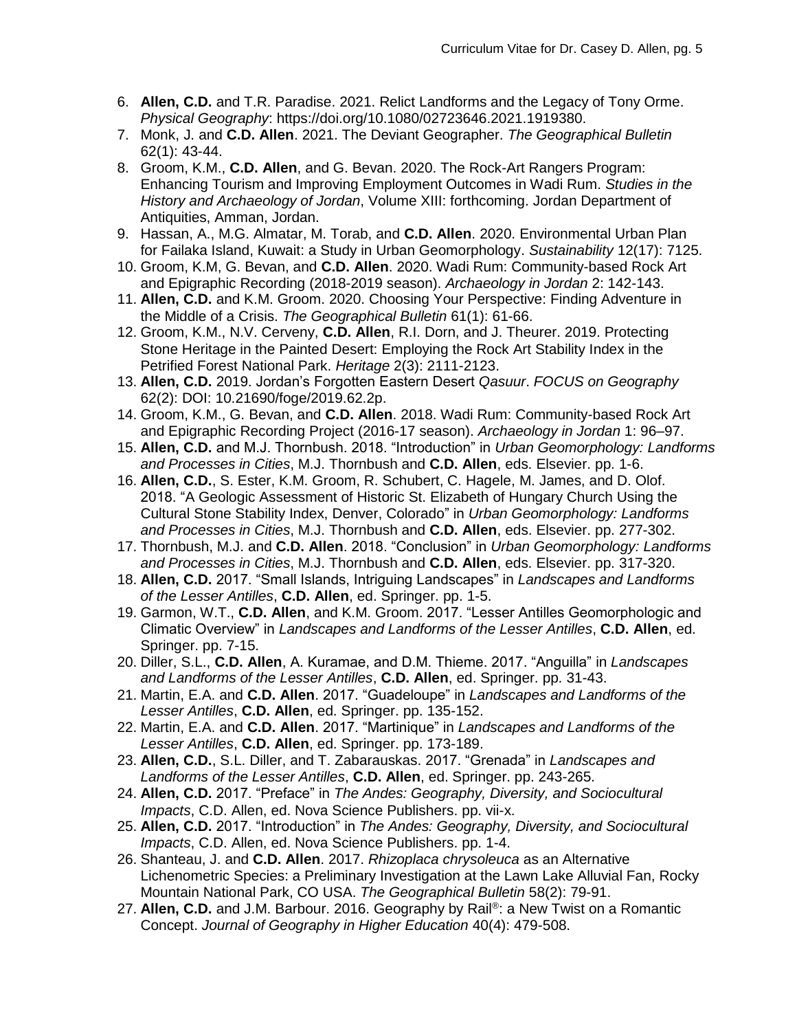6. **Allen, C.D.** and T.R. Paradise. 2021. Relict Landforms and the Legacy of Tony Orme. *Physical Geography*: https://doi.org/10.1080/02723646.2021.1919380.
7. Monk, J. and **C.D. Allen**. 2021. The Deviant Geographer. *The Geographical Bulletin* 62(1): 43-44.
8. Groom, K.M., **C.D. Allen**, and G. Bevan. 2020. The Rock-Art Rangers Program: Enhancing Tourism and Improving Employment Outcomes in Wadi Rum. *Studies in the History and Archaeology of Jordan*, Volume XIII: forthcoming. Jordan Department of Antiquities, Amman, Jordan.
9. Hassan, A., M.G. Almatar, M. Torab, and **C.D. Allen**. 2020. Environmental Urban Plan for Failaka Island, Kuwait: a Study in Urban Geomorphology. *Sustainability* 12(17): 7125.
10. Groom, K.M, G. Bevan, and **C.D. Allen**. 2020. Wadi Rum: Community-based Rock Art and Epigraphic Recording (2018-2019 season). *Archaeology in Jordan* 2: 142-143.
11. **Allen, C.D.** and K.M. Groom. 2020. Choosing Your Perspective: Finding Adventure in the Middle of a Crisis. *The Geographical Bulletin* 61(1): 61-66.
12. Groom, K.M., N.V. Cerveny, **C.D. Allen**, R.I. Dorn, and J. Theurer. 2019. Protecting Stone Heritage in the Painted Desert: Employing the Rock Art Stability Index in the Petrified Forest National Park. *Heritage* 2(3): 2111-2123.
13. **Allen, C.D.** 2019. Jordan's Forgotten Eastern Desert *Qasuur*. *FOCUS on Geography* 62(2): DOI: 10.21690/foge/2019.62.2p.
14. Groom, K.M., G. Bevan, and **C.D. Allen**. 2018. Wadi Rum: Community-based Rock Art and Epigraphic Recording Project (2016-17 season). *Archaeology in Jordan* 1: 96–97.
15. **Allen, C.D.** and M.J. Thornbush. 2018. "Introduction" in *Urban Geomorphology: Landforms and Processes in Cities*, M.J. Thornbush and **C.D. Allen**, eds. Elsevier. pp. 1-6.
16. **Allen, C.D.**, S. Ester, K.M. Groom, R. Schubert, C. Hagele, M. James, and D. Olof. 2018. "A Geologic Assessment of Historic St. Elizabeth of Hungary Church Using the Cultural Stone Stability Index, Denver, Colorado" in *Urban Geomorphology: Landforms and Processes in Cities*, M.J. Thornbush and **C.D. Allen**, eds. Elsevier. pp. 277-302.
17. Thornbush, M.J. and **C.D. Allen**. 2018. "Conclusion" in *Urban Geomorphology: Landforms and Processes in Cities*, M.J. Thornbush and **C.D. Allen**, eds. Elsevier. pp. 317-320.
18. **Allen, C.D.** 2017. "Small Islands, Intriguing Landscapes" in *Landscapes and Landforms of the Lesser Antilles*, **C.D. Allen**, ed. Springer. pp. 1-5.
19. Garmon, W.T., **C.D. Allen**, and K.M. Groom. 2017. "Lesser Antilles Geomorphologic and Climatic Overview" in *Landscapes and Landforms of the Lesser Antilles*, **C.D. Allen**, ed. Springer. pp. 7-15.
20. Diller, S.L., **C.D. Allen**, A. Kuramae, and D.M. Thieme. 2017. "Anguilla" in *Landscapes and Landforms of the Lesser Antilles*, **C.D. Allen**, ed. Springer. pp. 31-43.
21. Martin, E.A. and **C.D. Allen**. 2017. "Guadeloupe" in *Landscapes and Landforms of the Lesser Antilles*, **C.D. Allen**, ed. Springer. pp. 135-152.
22. Martin, E.A. and **C.D. Allen**. 2017. "Martinique" in *Landscapes and Landforms of the Lesser Antilles*, **C.D. Allen**, ed. Springer. pp. 173-189.
23. **Allen, C.D.**, S.L. Diller, and T. Zabarauskas. 2017. "Grenada" in *Landscapes and Landforms of the Lesser Antilles*, **C.D. Allen**, ed. Springer. pp. 243-265.
24. **Allen, C.D.** 2017. "Preface" in *The Andes: Geography, Diversity, and Sociocultural Impacts*, C.D. Allen, ed. Nova Science Publishers. pp. vii-x.
25. **Allen, C.D.** 2017. "Introduction" in *The Andes: Geography, Diversity, and Sociocultural Impacts*, C.D. Allen, ed. Nova Science Publishers. pp. 1-4.
26. Shanteau, J. and **C.D. Allen**. 2017. *Rhizoplaca chrysoleuca* as an Alternative Lichenometric Species: a Preliminary Investigation at the Lawn Lake Alluvial Fan, Rocky Mountain National Park, CO USA. *The Geographical Bulletin* 58(2): 79-91.
27. **Allen, C.D.** and J.M. Barbour. 2016. Geography by Rail®: a New Twist on a Romantic Concept. *Journal of Geography in Higher Education* 40(4): 479-508.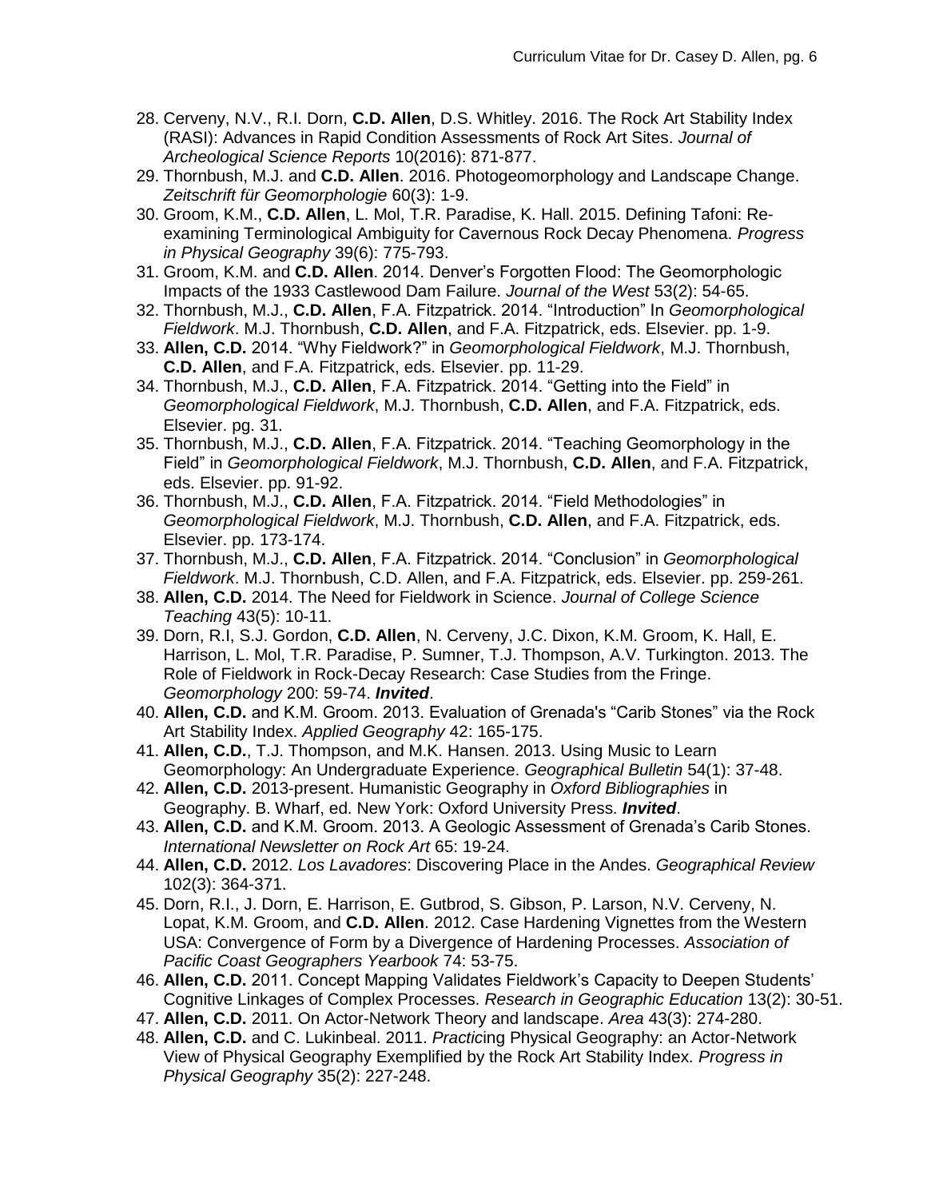28. Cerveny, N.V., R.I. Dorn, **C.D. Allen**, D.S. Whitley. 2016. The Rock Art Stability Index (RASI): Advances in Rapid Condition Assessments of Rock Art Sites. *Journal of Archeological Science Reports* 10(2016): 871-877.
29. Thornbush, M.J. and **C.D. Allen**. 2016. Photogeomorphology and Landscape Change. *Zeitschrift für Geomorphologie* 60(3): 1-9.
30. Groom, K.M., **C.D. Allen**, L. Mol, T.R. Paradise, K. Hall. 2015. Defining Tafoni: Re-examining Terminological Ambiguity for Cavernous Rock Decay Phenomena. *Progress in Physical Geography* 39(6): 775-793.
31. Groom, K.M. and **C.D. Allen**. 2014. Denver's Forgotten Flood: The Geomorphologic Impacts of the 1933 Castlewood Dam Failure. *Journal of the West* 53(2): 54-65.
32. Thornbush, M.J., **C.D. Allen**, F.A. Fitzpatrick. 2014. "Introduction" In *Geomorphological Fieldwork*. M.J. Thornbush, **C.D. Allen**, and F.A. Fitzpatrick, eds. Elsevier. pp. 1-9.
33. **Allen, C.D.** 2014. "Why Fieldwork?" in *Geomorphological Fieldwork*, M.J. Thornbush, **C.D. Allen**, and F.A. Fitzpatrick, eds. Elsevier. pp. 11-29.
34. Thornbush, M.J., **C.D. Allen**, F.A. Fitzpatrick. 2014. "Getting into the Field" in *Geomorphological Fieldwork*, M.J. Thornbush, **C.D. Allen**, and F.A. Fitzpatrick, eds. Elsevier. pg. 31.
35. Thornbush, M.J., **C.D. Allen**, F.A. Fitzpatrick. 2014. "Teaching Geomorphology in the Field" in *Geomorphological Fieldwork*, M.J. Thornbush, **C.D. Allen**, and F.A. Fitzpatrick, eds. Elsevier. pp. 91-92.
36. Thornbush, M.J., **C.D. Allen**, F.A. Fitzpatrick. 2014. "Field Methodologies" in *Geomorphological Fieldwork*, M.J. Thornbush, **C.D. Allen**, and F.A. Fitzpatrick, eds. Elsevier. pp. 173-174.
37. Thornbush, M.J., **C.D. Allen**, F.A. Fitzpatrick. 2014. "Conclusion" in *Geomorphological Fieldwork*. M.J. Thornbush, C.D. Allen, and F.A. Fitzpatrick, eds. Elsevier. pp. 259-261.
38. **Allen, C.D.** 2014. The Need for Fieldwork in Science. *Journal of College Science Teaching* 43(5): 10-11.
39. Dorn, R.I, S.J. Gordon, **C.D. Allen**, N. Cerveny, J.C. Dixon, K.M. Groom, K. Hall, E. Harrison, L. Mol, T.R. Paradise, P. Sumner, T.J. Thompson, A.V. Turkington. 2013. The Role of Fieldwork in Rock-Decay Research: Case Studies from the Fringe. *Geomorphology* 200: 59-74. ***Invited***.
40. **Allen, C.D.** and K.M. Groom. 2013. Evaluation of Grenada's "Carib Stones" via the Rock Art Stability Index. *Applied Geography* 42: 165-175.
41. **Allen, C.D.**, T.J. Thompson, and M.K. Hansen. 2013. Using Music to Learn Geomorphology: An Undergraduate Experience. *Geographical Bulletin* 54(1): 37-48.
42. **Allen, C.D.** 2013-present. Humanistic Geography in *Oxford Bibliographies* in Geography. B. Wharf, ed. New York: Oxford University Press. ***Invited***.
43. **Allen, C.D.** and K.M. Groom. 2013. A Geologic Assessment of Grenada's Carib Stones. *International Newsletter on Rock Art* 65: 19-24.
44. **Allen, C.D.** 2012. *Los Lavadores*: Discovering Place in the Andes. *Geographical Review* 102(3): 364-371.
45. Dorn, R.I., J. Dorn, E. Harrison, E. Gutbrod, S. Gibson, P. Larson, N.V. Cerveny, N. Lopat, K.M. Groom, and **C.D. Allen**. 2012. Case Hardening Vignettes from the Western USA: Convergence of Form by a Divergence of Hardening Processes. *Association of Pacific Coast Geographers Yearbook* 74: 53-75.
46. **Allen, C.D.** 2011. Concept Mapping Validates Fieldwork's Capacity to Deepen Students' Cognitive Linkages of Complex Processes. *Research in Geographic Education* 13(2): 30-51.
47. **Allen, C.D.** 2011. On Actor-Network Theory and landscape. *Area* 43(3): 274-280.
48. **Allen, C.D.** and C. Lukinbeal. 2011. *Practic*ing Physical Geography: an Actor-Network View of Physical Geography Exemplified by the Rock Art Stability Index. *Progress in Physical Geography* 35(2): 227-248.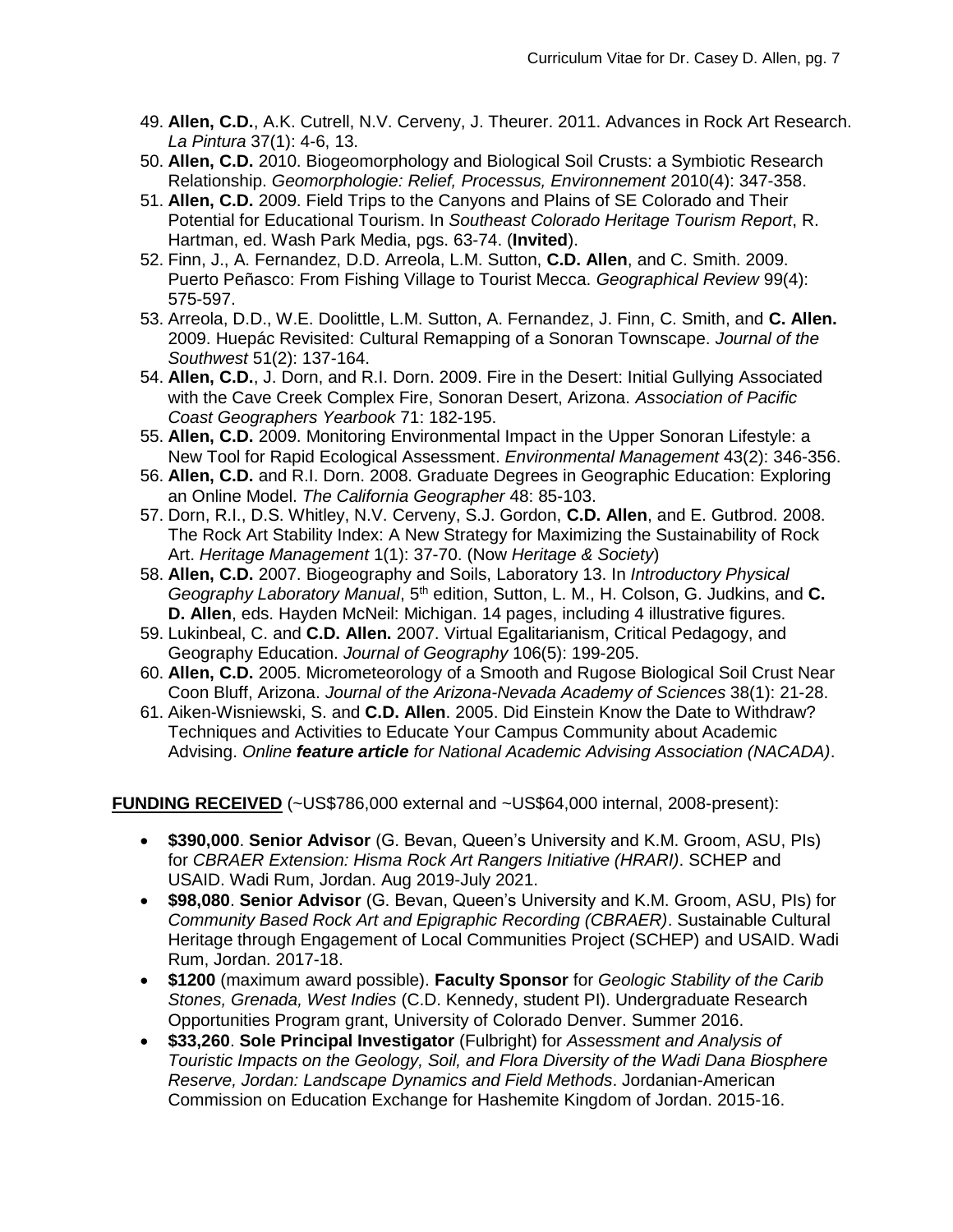49. **Allen, C.D.**, A.K. Cutrell, N.V. Cerveny, J. Theurer. 2011. Advances in Rock Art Research. *La Pintura* 37(1): 4-6, 13.
50. **Allen, C.D.** 2010. Biogeomorphology and Biological Soil Crusts: a Symbiotic Research Relationship. *Geomorphologie: Relief, Processus, Environnement* 2010(4): 347-358.
51. **Allen, C.D.** 2009. Field Trips to the Canyons and Plains of SE Colorado and Their Potential for Educational Tourism. In *Southeast Colorado Heritage Tourism Report*, R. Hartman, ed. Wash Park Media, pgs. 63-74. (**Invited**).
52. Finn, J., A. Fernandez, D.D. Arreola, L.M. Sutton, **C.D. Allen**, and C. Smith. 2009. Puerto Peñasco: From Fishing Village to Tourist Mecca. *Geographical Review* 99(4): 575-597.
53. Arreola, D.D., W.E. Doolittle, L.M. Sutton, A. Fernandez, J. Finn, C. Smith, and **C. Allen.** 2009. Huepác Revisited: Cultural Remapping of a Sonoran Townscape. *Journal of the Southwest* 51(2): 137-164.
54. **Allen, C.D.**, J. Dorn, and R.I. Dorn. 2009. Fire in the Desert: Initial Gullying Associated with the Cave Creek Complex Fire, Sonoran Desert, Arizona. *Association of Pacific Coast Geographers Yearbook* 71: 182-195.
55. **Allen, C.D.** 2009. Monitoring Environmental Impact in the Upper Sonoran Lifestyle: a New Tool for Rapid Ecological Assessment. *Environmental Management* 43(2): 346-356.
56. **Allen, C.D.** and R.I. Dorn. 2008. Graduate Degrees in Geographic Education: Exploring an Online Model. *The California Geographer* 48: 85-103.
57. Dorn, R.I., D.S. Whitley, N.V. Cerveny, S.J. Gordon, **C.D. Allen**, and E. Gutbrod. 2008. The Rock Art Stability Index: A New Strategy for Maximizing the Sustainability of Rock Art. *Heritage Management* 1(1): 37-70. (Now *Heritage & Society*)
58. **Allen, C.D.** 2007. Biogeography and Soils, Laboratory 13. In *Introductory Physical Geography Laboratory Manual*, 5th edition, Sutton, L. M., H. Colson, G. Judkins, and **C. D. Allen**, eds. Hayden McNeil: Michigan. 14 pages, including 4 illustrative figures.
59. Lukinbeal, C. and **C.D. Allen.** 2007. Virtual Egalitarianism, Critical Pedagogy, and Geography Education. *Journal of Geography* 106(5): 199-205.
60. **Allen, C.D.** 2005. Micrometeorology of a Smooth and Rugose Biological Soil Crust Near Coon Bluff, Arizona. *Journal of the Arizona-Nevada Academy of Sciences* 38(1): 21-28.
61. Aiken-Wisniewski, S. and **C.D. Allen**. 2005. Did Einstein Know the Date to Withdraw? Techniques and Activities to Educate Your Campus Community about Academic Advising. *Online **feature article** for National Academic Advising Association (NACADA)*.

**FUNDING RECEIVED** (~US$786,000 external and ~US$64,000 internal, 2008-present):

- **$390,000**. **Senior Advisor** (G. Bevan, Queen's University and K.M. Groom, ASU, PIs) for *CBRAER Extension: Hisma Rock Art Rangers Initiative (HRARI)*. SCHEP and USAID. Wadi Rum, Jordan. Aug 2019-July 2021.
- **$98,080**. **Senior Advisor** (G. Bevan, Queen's University and K.M. Groom, ASU, PIs) for *Community Based Rock Art and Epigraphic Recording (CBRAER)*. Sustainable Cultural Heritage through Engagement of Local Communities Project (SCHEP) and USAID. Wadi Rum, Jordan. 2017-18.
- **$1200** (maximum award possible). **Faculty Sponsor** for *Geologic Stability of the Carib Stones, Grenada, West Indies* (C.D. Kennedy, student PI). Undergraduate Research Opportunities Program grant, University of Colorado Denver. Summer 2016.
- **$33,260**. **Sole Principal Investigator** (Fulbright) for *Assessment and Analysis of Touristic Impacts on the Geology, Soil, and Flora Diversity of the Wadi Dana Biosphere Reserve, Jordan: Landscape Dynamics and Field Methods*. Jordanian-American Commission on Education Exchange for Hashemite Kingdom of Jordan. 2015-16.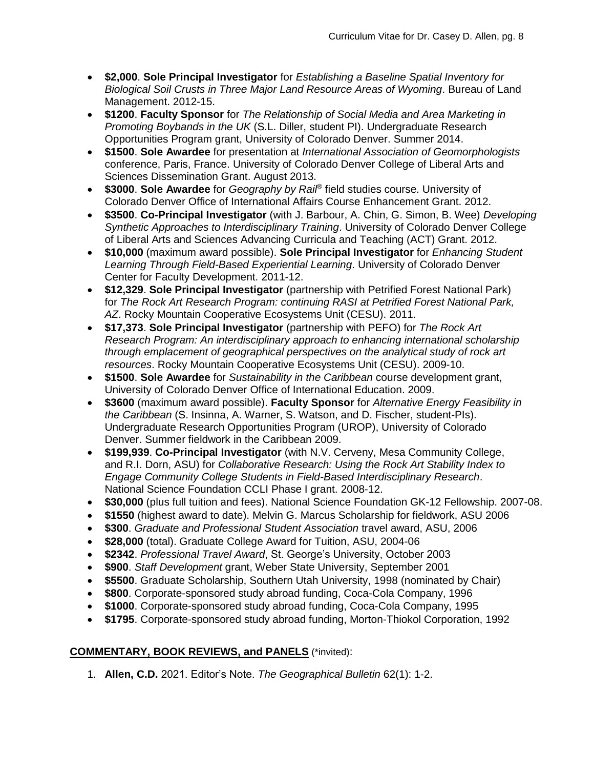- **$2,000**. **Sole Principal Investigator** for *Establishing a Baseline Spatial Inventory for Biological Soil Crusts in Three Major Land Resource Areas of Wyoming*. Bureau of Land Management. 2012-15.
- **$1200**. **Faculty Sponsor** for *The Relationship of Social Media and Area Marketing in Promoting Boybands in the UK* (S.L. Diller, student PI). Undergraduate Research Opportunities Program grant, University of Colorado Denver. Summer 2014.
- **$1500**. **Sole Awardee** for presentation at *International Association of Geomorphologists* conference, Paris, France. University of Colorado Denver College of Liberal Arts and Sciences Dissemination Grant. August 2013.
- **$3000**. **Sole Awardee** for *Geography by Rail®* field studies course. University of Colorado Denver Office of International Affairs Course Enhancement Grant. 2012.
- **$3500**. **Co-Principal Investigator** (with J. Barbour, A. Chin, G. Simon, B. Wee) *Developing Synthetic Approaches to Interdisciplinary Training*. University of Colorado Denver College of Liberal Arts and Sciences Advancing Curricula and Teaching (ACT) Grant. 2012.
- **$10,000** (maximum award possible). **Sole Principal Investigator** for *Enhancing Student Learning Through Field-Based Experiential Learning*. University of Colorado Denver Center for Faculty Development. 2011-12.
- **$12,329**. **Sole Principal Investigator** (partnership with Petrified Forest National Park) for *The Rock Art Research Program: continuing RASI at Petrified Forest National Park, AZ*. Rocky Mountain Cooperative Ecosystems Unit (CESU). 2011.
- **$17,373**. **Sole Principal Investigator** (partnership with PEFO) for *The Rock Art Research Program: An interdisciplinary approach to enhancing international scholarship through emplacement of geographical perspectives on the analytical study of rock art resources*. Rocky Mountain Cooperative Ecosystems Unit (CESU). 2009-10.
- **$1500**. **Sole Awardee** for *Sustainability in the Caribbean* course development grant, University of Colorado Denver Office of International Education. 2009.
- **$3600** (maximum award possible). **Faculty Sponsor** for *Alternative Energy Feasibility in the Caribbean* (S. Insinna, A. Warner, S. Watson, and D. Fischer, student-PIs). Undergraduate Research Opportunities Program (UROP), University of Colorado Denver. Summer fieldwork in the Caribbean 2009.
- **$199,939**. **Co-Principal Investigator** (with N.V. Cerveny, Mesa Community College, and R.I. Dorn, ASU) for *Collaborative Research: Using the Rock Art Stability Index to Engage Community College Students in Field-Based Interdisciplinary Research*. National Science Foundation CCLI Phase I grant. 2008-12.
- **$30,000** (plus full tuition and fees). National Science Foundation GK-12 Fellowship. 2007-08.
- **$1550** (highest award to date). Melvin G. Marcus Scholarship for fieldwork, ASU 2006
- **$300**. *Graduate and Professional Student Association* travel award, ASU, 2006
- **$28,000** (total). Graduate College Award for Tuition, ASU, 2004-06
- **$2342**. *Professional Travel Award*, St. George's University, October 2003
- **$900**. *Staff Development* grant, Weber State University, September 2001
- **$5500**. Graduate Scholarship, Southern Utah University, 1998 (nominated by Chair)
- **$800**. Corporate-sponsored study abroad funding, Coca-Cola Company, 1996
- **$1000**. Corporate-sponsored study abroad funding, Coca-Cola Company, 1995
- **$1795**. Corporate-sponsored study abroad funding, Morton-Thiokol Corporation, 1992

## COMMENTARY, BOOK REVIEWS, and PANELS (*invited):

1. **Allen, C.D.** 2021. Editor's Note. *The Geographical Bulletin* 62(1): 1-2.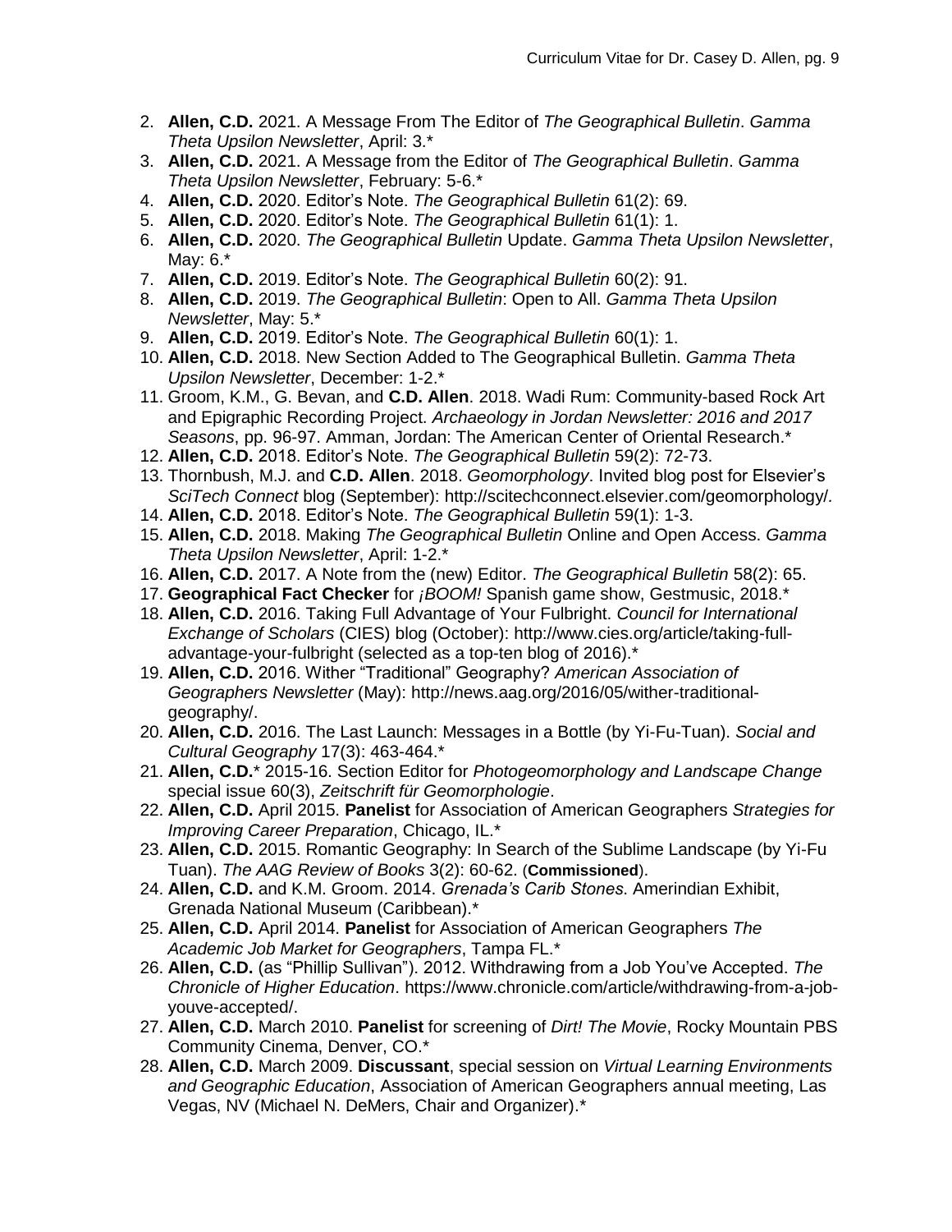2. **Allen, C.D.** 2021. A Message From The Editor of *The Geographical Bulletin*. *Gamma Theta Upsilon Newsletter*, April: 3.*
3. **Allen, C.D.** 2021. A Message from the Editor of *The Geographical Bulletin*. *Gamma Theta Upsilon Newsletter*, February: 5-6.*
4. **Allen, C.D.** 2020. Editor's Note. *The Geographical Bulletin* 61(2): 69.
5. **Allen, C.D.** 2020. Editor's Note. *The Geographical Bulletin* 61(1): 1.
6. **Allen, C.D.** 2020. *The Geographical Bulletin* Update. *Gamma Theta Upsilon Newsletter*, May: 6.*
7. **Allen, C.D.** 2019. Editor's Note. *The Geographical Bulletin* 60(2): 91.
8. **Allen, C.D.** 2019. *The Geographical Bulletin*: Open to All. *Gamma Theta Upsilon Newsletter*, May: 5.*
9. **Allen, C.D.** 2019. Editor's Note. *The Geographical Bulletin* 60(1): 1.
10. **Allen, C.D.** 2018. New Section Added to The Geographical Bulletin. *Gamma Theta Upsilon Newsletter*, December: 1-2.*
11. Groom, K.M., G. Bevan, and **C.D. Allen**. 2018. Wadi Rum: Community-based Rock Art and Epigraphic Recording Project. *Archaeology in Jordan Newsletter: 2016 and 2017 Seasons*, pp. 96-97. Amman, Jordan: The American Center of Oriental Research.*
12. **Allen, C.D.** 2018. Editor's Note. *The Geographical Bulletin* 59(2): 72-73.
13. Thornbush, M.J. and **C.D. Allen**. 2018. *Geomorphology*. Invited blog post for Elsevier's *SciTech Connect* blog (September): http://scitechconnect.elsevier.com/geomorphology/.
14. **Allen, C.D.** 2018. Editor's Note. *The Geographical Bulletin* 59(1): 1-3.
15. **Allen, C.D.** 2018. Making *The Geographical Bulletin* Online and Open Access. *Gamma Theta Upsilon Newsletter*, April: 1-2.*
16. **Allen, C.D.** 2017. A Note from the (new) Editor. *The Geographical Bulletin* 58(2): 65.
17. **Geographical Fact Checker** for *¡BOOM!* Spanish game show, Gestmusic, 2018.*
18. **Allen, C.D.** 2016. Taking Full Advantage of Your Fulbright. *Council for International Exchange of Scholars* (CIES) blog (October): http://www.cies.org/article/taking-full-advantage-your-fulbright (selected as a top-ten blog of 2016).*
19. **Allen, C.D.** 2016. Wither "Traditional" Geography? *American Association of Geographers Newsletter* (May): http://news.aag.org/2016/05/wither-traditional-geography/.
20. **Allen, C.D.** 2016. The Last Launch: Messages in a Bottle (by Yi-Fu-Tuan). *Social and Cultural Geography* 17(3): 463-464.*
21. **Allen, C.D.*** 2015-16. Section Editor for *Photogeomorphology and Landscape Change* special issue 60(3), *Zeitschrift für Geomorphologie*.
22. **Allen, C.D.** April 2015. **Panelist** for Association of American Geographers *Strategies for Improving Career Preparation*, Chicago, IL.*
23. **Allen, C.D.** 2015. Romantic Geography: In Search of the Sublime Landscape (by Yi-Fu Tuan). *The AAG Review of Books* 3(2): 60-62. (**Commissioned**).
24. **Allen, C.D.** and K.M. Groom. 2014. *Grenada's Carib Stones*. Amerindian Exhibit, Grenada National Museum (Caribbean).*
25. **Allen, C.D.** April 2014. **Panelist** for Association of American Geographers *The Academic Job Market for Geographers*, Tampa FL.*
26. **Allen, C.D.** (as "Phillip Sullivan"). 2012. Withdrawing from a Job You've Accepted. *The Chronicle of Higher Education*. https://www.chronicle.com/article/withdrawing-from-a-job-youve-accepted/.
27. **Allen, C.D.** March 2010. **Panelist** for screening of *Dirt! The Movie*, Rocky Mountain PBS Community Cinema, Denver, CO.*
28. **Allen, C.D.** March 2009. **Discussant**, special session on *Virtual Learning Environments and Geographic Education*, Association of American Geographers annual meeting, Las Vegas, NV (Michael N. DeMers, Chair and Organizer).*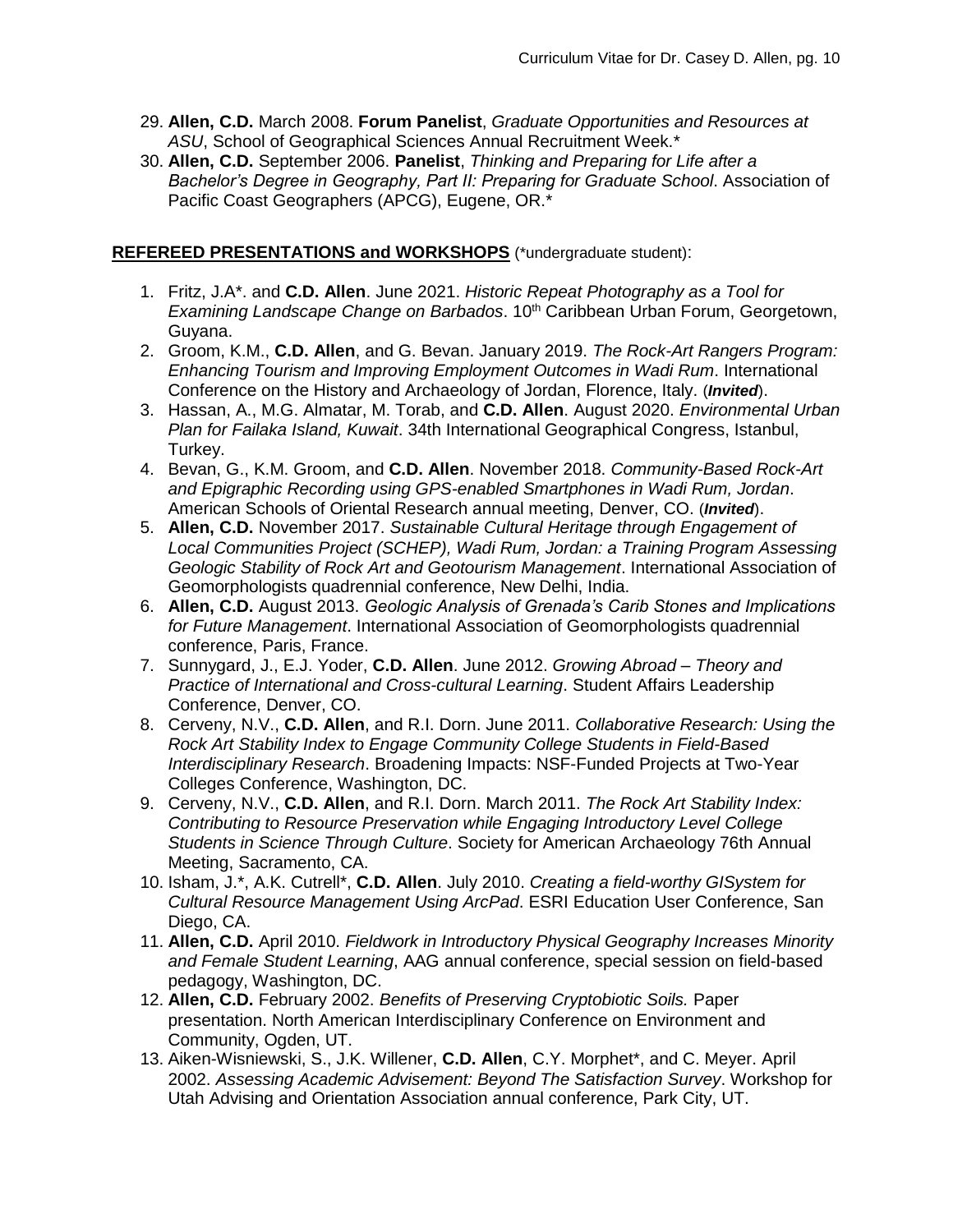29. **Allen, C.D.** March 2008. **Forum Panelist**, *Graduate Opportunities and Resources at ASU*, School of Geographical Sciences Annual Recruitment Week.*
30. **Allen, C.D.** September 2006. **Panelist**, *Thinking and Preparing for Life after a Bachelor's Degree in Geography, Part II: Preparing for Graduate School*. Association of Pacific Coast Geographers (APCG), Eugene, OR.*

**REFEREED PRESENTATIONS and WORKSHOPS** (*undergraduate student):

1. Fritz, J.A*. and **C.D. Allen**. June 2021. *Historic Repeat Photography as a Tool for Examining Landscape Change on Barbados*. 10th Caribbean Urban Forum, Georgetown, Guyana.
2. Groom, K.M., **C.D. Allen**, and G. Bevan. January 2019. *The Rock-Art Rangers Program: Enhancing Tourism and Improving Employment Outcomes in Wadi Rum*. International Conference on the History and Archaeology of Jordan, Florence, Italy. (***Invited***).
3. Hassan, A., M.G. Almatar, M. Torab, and **C.D. Allen**. August 2020. *Environmental Urban Plan for Failaka Island, Kuwait*. 34th International Geographical Congress, Istanbul, Turkey.
4. Bevan, G., K.M. Groom, and **C.D. Allen**. November 2018. *Community-Based Rock-Art and Epigraphic Recording using GPS-enabled Smartphones in Wadi Rum, Jordan*. American Schools of Oriental Research annual meeting, Denver, CO. (***Invited***).
5. **Allen, C.D.** November 2017. *Sustainable Cultural Heritage through Engagement of Local Communities Project (SCHEP), Wadi Rum, Jordan: a Training Program Assessing Geologic Stability of Rock Art and Geotourism Management*. International Association of Geomorphologists quadrennial conference, New Delhi, India.
6. **Allen, C.D.** August 2013. *Geologic Analysis of Grenada's Carib Stones and Implications for Future Management*. International Association of Geomorphologists quadrennial conference, Paris, France.
7. Sunnygard, J., E.J. Yoder, **C.D. Allen**. June 2012. *Growing Abroad – Theory and Practice of International and Cross-cultural Learning*. Student Affairs Leadership Conference, Denver, CO.
8. Cerveny, N.V., **C.D. Allen**, and R.I. Dorn. June 2011. *Collaborative Research: Using the Rock Art Stability Index to Engage Community College Students in Field-Based Interdisciplinary Research*. Broadening Impacts: NSF-Funded Projects at Two-Year Colleges Conference, Washington, DC.
9. Cerveny, N.V., **C.D. Allen**, and R.I. Dorn. March 2011. *The Rock Art Stability Index: Contributing to Resource Preservation while Engaging Introductory Level College Students in Science Through Culture*. Society for American Archaeology 76th Annual Meeting, Sacramento, CA.
10. Isham, J.*, A.K. Cutrell*, **C.D. Allen**. July 2010. *Creating a field-worthy GISystem for Cultural Resource Management Using ArcPad*. ESRI Education User Conference, San Diego, CA.
11. **Allen, C.D.** April 2010. *Fieldwork in Introductory Physical Geography Increases Minority and Female Student Learning*, AAG annual conference, special session on field-based pedagogy, Washington, DC.
12. **Allen, C.D.** February 2002. *Benefits of Preserving Cryptobiotic Soils.* Paper presentation. North American Interdisciplinary Conference on Environment and Community, Ogden, UT.
13. Aiken-Wisniewski, S., J.K. Willener, **C.D. Allen**, C.Y. Morphet*, and C. Meyer. April 2002. *Assessing Academic Advisement: Beyond The Satisfaction Survey*. Workshop for Utah Advising and Orientation Association annual conference, Park City, UT.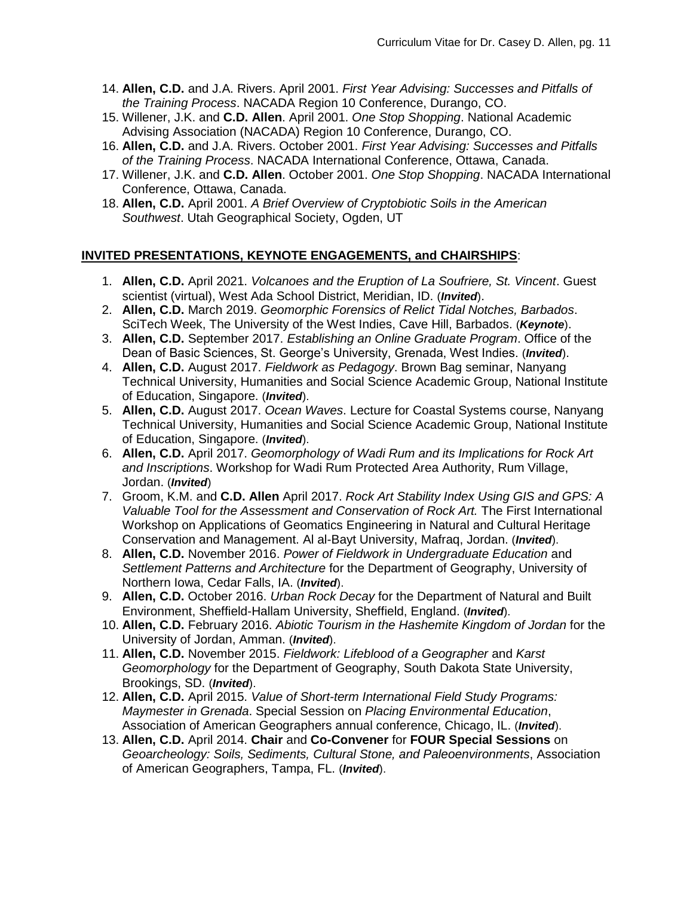14. **Allen, C.D.** and J.A. Rivers. April 2001. *First Year Advising: Successes and Pitfalls of the Training Process*. NACADA Region 10 Conference, Durango, CO.
15. Willener, J.K. and **C.D. Allen**. April 2001. *One Stop Shopping*. National Academic Advising Association (NACADA) Region 10 Conference, Durango, CO.
16. **Allen, C.D.** and J.A. Rivers. October 2001. *First Year Advising: Successes and Pitfalls of the Training Process*. NACADA International Conference, Ottawa, Canada.
17. Willener, J.K. and **C.D. Allen**. October 2001. *One Stop Shopping*. NACADA International Conference, Ottawa, Canada.
18. **Allen, C.D.** April 2001. *A Brief Overview of Cryptobiotic Soils in the American Southwest*. Utah Geographical Society, Ogden, UT

**INVITED PRESENTATIONS, KEYNOTE ENGAGEMENTS, and CHAIRSHIPS**:

1. **Allen, C.D.** April 2021. *Volcanoes and the Eruption of La Soufriere, St. Vincent*. Guest scientist (virtual), West Ada School District, Meridian, ID. (***Invited***).
2. **Allen, C.D.** March 2019. *Geomorphic Forensics of Relict Tidal Notches, Barbados*. SciTech Week, The University of the West Indies, Cave Hill, Barbados. (***Keynote***).
3. **Allen, C.D.** September 2017. *Establishing an Online Graduate Program*. Office of the Dean of Basic Sciences, St. George's University, Grenada, West Indies. (***Invited***).
4. **Allen, C.D.** August 2017. *Fieldwork as Pedagogy*. Brown Bag seminar, Nanyang Technical University, Humanities and Social Science Academic Group, National Institute of Education, Singapore. (***Invited***).
5. **Allen, C.D.** August 2017. *Ocean Waves*. Lecture for Coastal Systems course, Nanyang Technical University, Humanities and Social Science Academic Group, National Institute of Education, Singapore. (***Invited***).
6. **Allen, C.D.** April 2017. *Geomorphology of Wadi Rum and its Implications for Rock Art and Inscriptions*. Workshop for Wadi Rum Protected Area Authority, Rum Village, Jordan. (***Invited***)
7. Groom, K.M. and **C.D. Allen** April 2017. *Rock Art Stability Index Using GIS and GPS: A Valuable Tool for the Assessment and Conservation of Rock Art.* The First International Workshop on Applications of Geomatics Engineering in Natural and Cultural Heritage Conservation and Management. Al al-Bayt University, Mafraq, Jordan. (***Invited***).
8. **Allen, C.D.** November 2016. *Power of Fieldwork in Undergraduate Education* and *Settlement Patterns and Architecture* for the Department of Geography, University of Northern Iowa, Cedar Falls, IA. (***Invited***).
9. **Allen, C.D.** October 2016. *Urban Rock Decay* for the Department of Natural and Built Environment, Sheffield-Hallam University, Sheffield, England. (***Invited***).
10. **Allen, C.D.** February 2016. *Abiotic Tourism in the Hashemite Kingdom of Jordan* for the University of Jordan, Amman. (***Invited***).
11. **Allen, C.D.** November 2015. *Fieldwork: Lifeblood of a Geographer* and *Karst Geomorphology* for the Department of Geography, South Dakota State University, Brookings, SD. (***Invited***).
12. **Allen, C.D.** April 2015. *Value of Short-term International Field Study Programs: Maymester in Grenada*. Special Session on *Placing Environmental Education*, Association of American Geographers annual conference, Chicago, IL. (***Invited***).
13. **Allen, C.D.** April 2014. **Chair** and **Co-Convener** for **FOUR Special Sessions** on *Geoarcheology: Soils, Sediments, Cultural Stone, and Paleoenvironments*, Association of American Geographers, Tampa, FL. (***Invited***).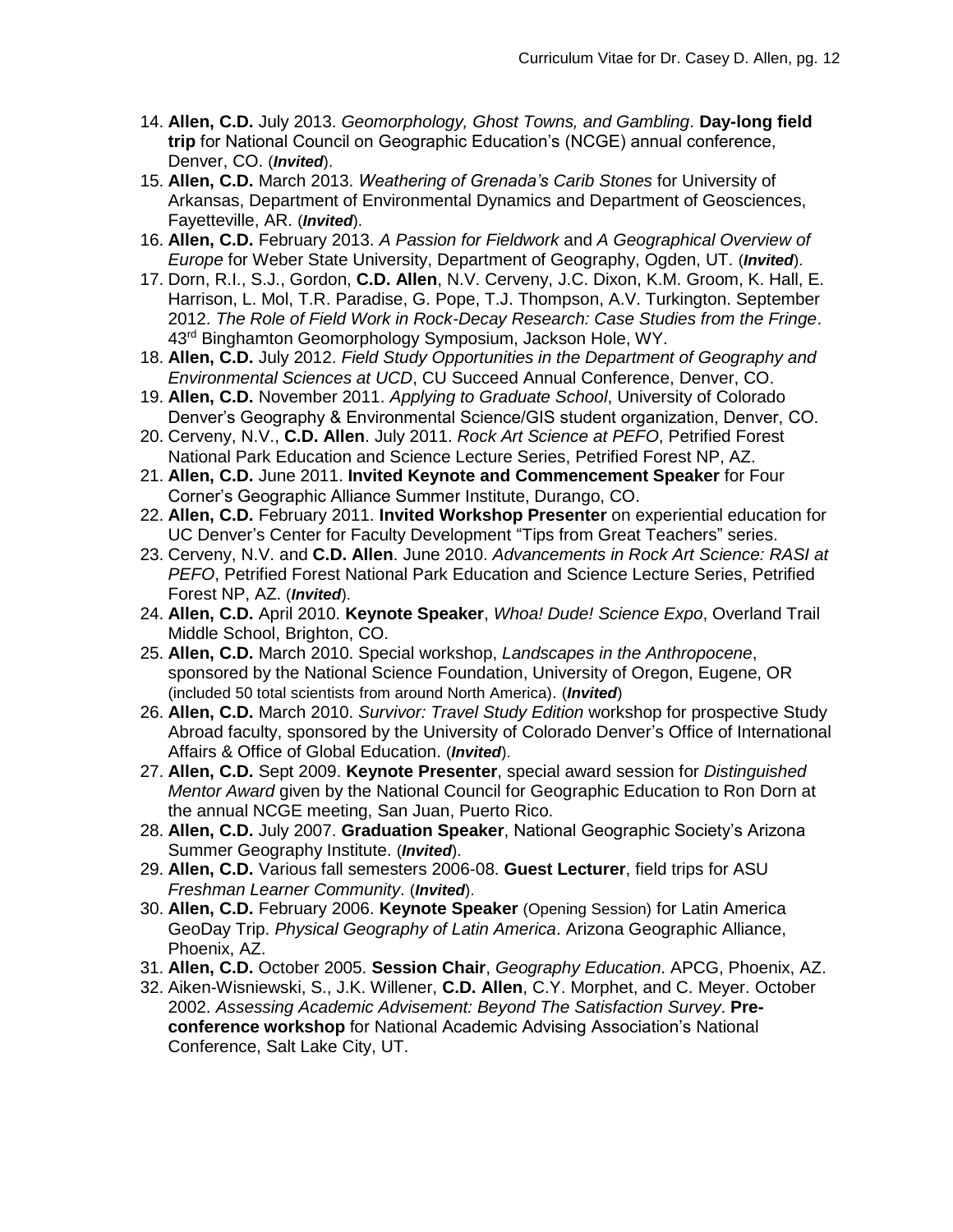14. **Allen, C.D.** July 2013. *Geomorphology, Ghost Towns, and Gambling*. **Day-long field trip** for National Council on Geographic Education's (NCGE) annual conference, Denver, CO. (***Invited***).
15. **Allen, C.D.** March 2013. *Weathering of Grenada's Carib Stones* for University of Arkansas, Department of Environmental Dynamics and Department of Geosciences, Fayetteville, AR. (***Invited***).
16. **Allen, C.D.** February 2013. *A Passion for Fieldwork* and *A Geographical Overview of Europe* for Weber State University, Department of Geography, Ogden, UT. (***Invited***).
17. Dorn, R.I., S.J., Gordon, **C.D. Allen**, N.V. Cerveny, J.C. Dixon, K.M. Groom, K. Hall, E. Harrison, L. Mol, T.R. Paradise, G. Pope, T.J. Thompson, A.V. Turkington. September 2012. *The Role of Field Work in Rock-Decay Research: Case Studies from the Fringe*. 43rd Binghamton Geomorphology Symposium, Jackson Hole, WY.
18. **Allen, C.D.** July 2012. *Field Study Opportunities in the Department of Geography and Environmental Sciences at UCD*, CU Succeed Annual Conference, Denver, CO.
19. **Allen, C.D.** November 2011. *Applying to Graduate School*, University of Colorado Denver's Geography & Environmental Science/GIS student organization, Denver, CO.
20. Cerveny, N.V., **C.D. Allen**. July 2011. *Rock Art Science at PEFO*, Petrified Forest National Park Education and Science Lecture Series, Petrified Forest NP, AZ.
21. **Allen, C.D.** June 2011. **Invited Keynote and Commencement Speaker** for Four Corner's Geographic Alliance Summer Institute, Durango, CO.
22. **Allen, C.D.** February 2011. **Invited Workshop Presenter** on experiential education for UC Denver's Center for Faculty Development "Tips from Great Teachers" series.
23. Cerveny, N.V. and **C.D. Allen**. June 2010. *Advancements in Rock Art Science: RASI at PEFO*, Petrified Forest National Park Education and Science Lecture Series, Petrified Forest NP, AZ. (***Invited***).
24. **Allen, C.D.** April 2010. **Keynote Speaker**, *Whoa! Dude! Science Expo*, Overland Trail Middle School, Brighton, CO.
25. **Allen, C.D.** March 2010. Special workshop, *Landscapes in the Anthropocene*, sponsored by the National Science Foundation, University of Oregon, Eugene, OR (included 50 total scientists from around North America). (***Invited***)
26. **Allen, C.D.** March 2010. *Survivor: Travel Study Edition* workshop for prospective Study Abroad faculty, sponsored by the University of Colorado Denver's Office of International Affairs & Office of Global Education. (***Invited***).
27. **Allen, C.D.** Sept 2009. **Keynote Presenter**, special award session for *Distinguished Mentor Award* given by the National Council for Geographic Education to Ron Dorn at the annual NCGE meeting, San Juan, Puerto Rico.
28. **Allen, C.D.** July 2007. **Graduation Speaker**, National Geographic Society's Arizona Summer Geography Institute. (***Invited***).
29. **Allen, C.D.** Various fall semesters 2006-08. **Guest Lecturer**, field trips for ASU *Freshman Learner Community*. (***Invited***).
30. **Allen, C.D.** February 2006. **Keynote Speaker** (Opening Session) for Latin America GeoDay Trip. *Physical Geography of Latin America*. Arizona Geographic Alliance, Phoenix, AZ.
31. **Allen, C.D.** October 2005. **Session Chair**, *Geography Education*. APCG, Phoenix, AZ.
32. Aiken-Wisniewski, S., J.K. Willener, **C.D. Allen**, C.Y. Morphet, and C. Meyer. October 2002. *Assessing Academic Advisement: Beyond The Satisfaction Survey*. **Pre-conference workshop** for National Academic Advising Association's National Conference, Salt Lake City, UT.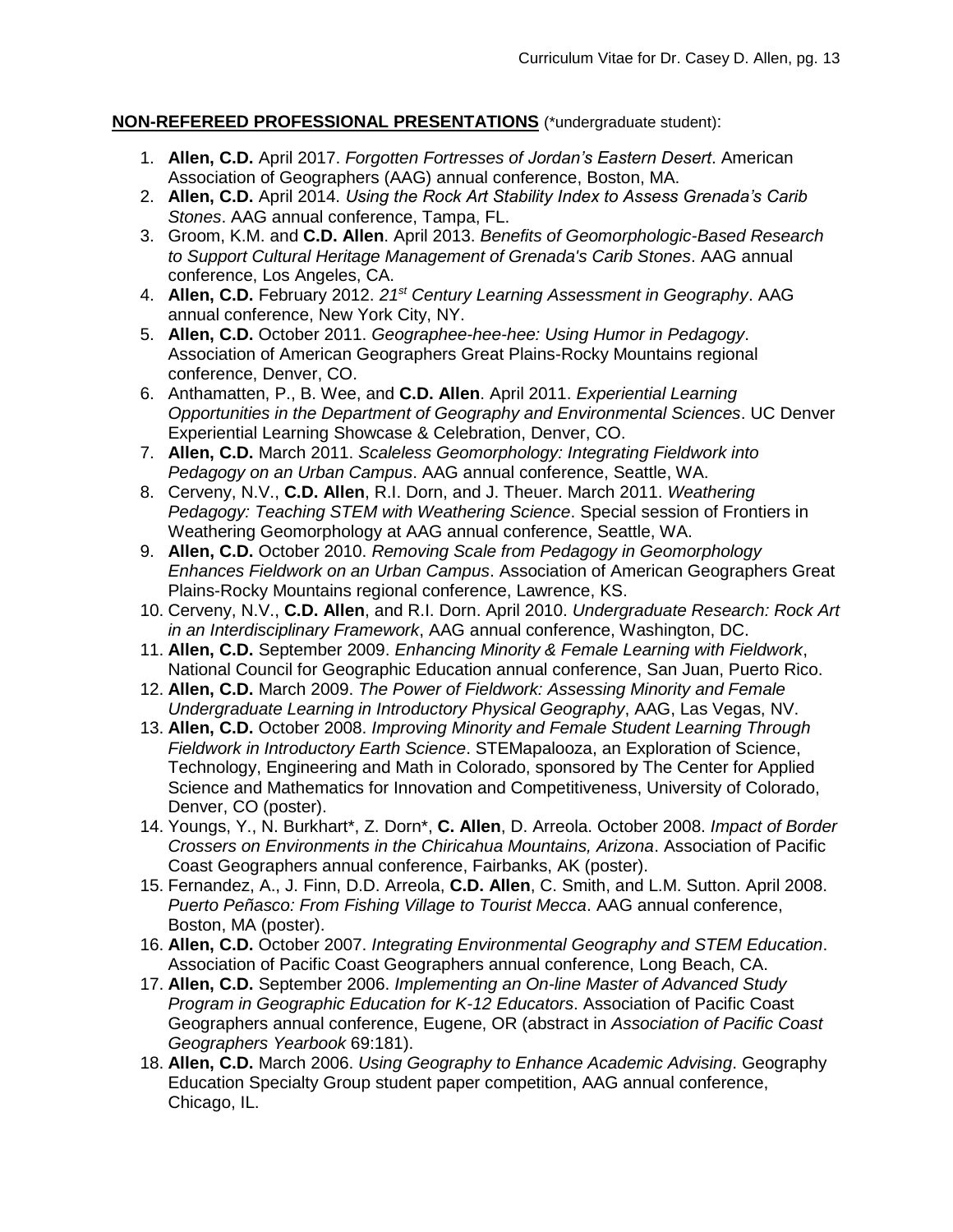**NON-REFEREED PROFESSIONAL PRESENTATIONS** (*undergraduate student):

1. **Allen, C.D.** April 2017. *Forgotten Fortresses of Jordan's Eastern Desert*. American Association of Geographers (AAG) annual conference, Boston, MA.
2. **Allen, C.D.** April 2014. *Using the Rock Art Stability Index to Assess Grenada's Carib Stones*. AAG annual conference, Tampa, FL.
3. Groom, K.M. and **C.D. Allen**. April 2013. *Benefits of Geomorphologic-Based Research to Support Cultural Heritage Management of Grenada's Carib Stones*. AAG annual conference, Los Angeles, CA.
4. **Allen, C.D.** February 2012. *21st Century Learning Assessment in Geography*. AAG annual conference, New York City, NY.
5. **Allen, C.D.** October 2011. *Geographee-hee-hee: Using Humor in Pedagogy*. Association of American Geographers Great Plains-Rocky Mountains regional conference, Denver, CO.
6. Anthamatten, P., B. Wee, and **C.D. Allen**. April 2011. *Experiential Learning Opportunities in the Department of Geography and Environmental Sciences*. UC Denver Experiential Learning Showcase & Celebration, Denver, CO.
7. **Allen, C.D.** March 2011. *Scaleless Geomorphology: Integrating Fieldwork into Pedagogy on an Urban Campus*. AAG annual conference, Seattle, WA.
8. Cerveny, N.V., **C.D. Allen**, R.I. Dorn, and J. Theuer. March 2011. *Weathering Pedagogy: Teaching STEM with Weathering Science*. Special session of Frontiers in Weathering Geomorphology at AAG annual conference, Seattle, WA.
9. **Allen, C.D.** October 2010. *Removing Scale from Pedagogy in Geomorphology Enhances Fieldwork on an Urban Campus*. Association of American Geographers Great Plains-Rocky Mountains regional conference, Lawrence, KS.
10. Cerveny, N.V., **C.D. Allen**, and R.I. Dorn. April 2010. *Undergraduate Research: Rock Art in an Interdisciplinary Framework*, AAG annual conference, Washington, DC.
11. **Allen, C.D.** September 2009. *Enhancing Minority & Female Learning with Fieldwork*, National Council for Geographic Education annual conference, San Juan, Puerto Rico.
12. **Allen, C.D.** March 2009. *The Power of Fieldwork: Assessing Minority and Female Undergraduate Learning in Introductory Physical Geography*, AAG, Las Vegas, NV.
13. **Allen, C.D.** October 2008. *Improving Minority and Female Student Learning Through Fieldwork in Introductory Earth Science*. STEMapalooza, an Exploration of Science, Technology, Engineering and Math in Colorado, sponsored by The Center for Applied Science and Mathematics for Innovation and Competitiveness, University of Colorado, Denver, CO (poster).
14. Youngs, Y., N. Burkhart*, Z. Dorn*, **C. Allen**, D. Arreola. October 2008. *Impact of Border Crossers on Environments in the Chiricahua Mountains, Arizona*. Association of Pacific Coast Geographers annual conference, Fairbanks, AK (poster).
15. Fernandez, A., J. Finn, D.D. Arreola, **C.D. Allen**, C. Smith, and L.M. Sutton. April 2008. *Puerto Peñasco: From Fishing Village to Tourist Mecca*. AAG annual conference, Boston, MA (poster).
16. **Allen, C.D.** October 2007. *Integrating Environmental Geography and STEM Education*. Association of Pacific Coast Geographers annual conference, Long Beach, CA.
17. **Allen, C.D.** September 2006. *Implementing an On-line Master of Advanced Study Program in Geographic Education for K-12 Educators*. Association of Pacific Coast Geographers annual conference, Eugene, OR (abstract in *Association of Pacific Coast Geographers Yearbook* 69:181).
18. **Allen, C.D.** March 2006. *Using Geography to Enhance Academic Advising*. Geography Education Specialty Group student paper competition, AAG annual conference, Chicago, IL.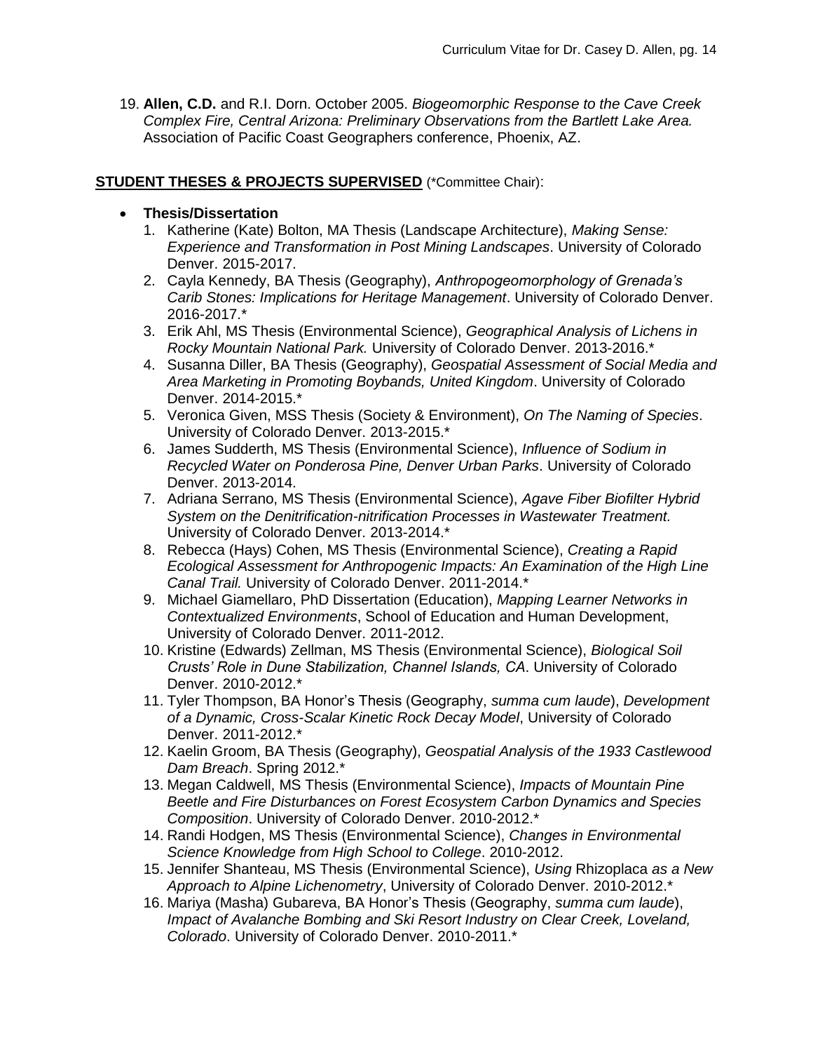19. **Allen, C.D.** and R.I. Dorn. October 2005. *Biogeomorphic Response to the Cave Creek Complex Fire, Central Arizona: Preliminary Observations from the Bartlett Lake Area.* Association of Pacific Coast Geographers conference, Phoenix, AZ.

## STUDENT THESES & PROJECTS SUPERVISED (*Committee Chair):

- **Thesis/Dissertation**
  1. Katherine (Kate) Bolton, MA Thesis (Landscape Architecture), *Making Sense: Experience and Transformation in Post Mining Landscapes*. University of Colorado Denver. 2015-2017.
  2. Cayla Kennedy, BA Thesis (Geography), *Anthropogeomorphology of Grenada's Carib Stones: Implications for Heritage Management*. University of Colorado Denver. 2016-2017.*
  3. Erik Ahl, MS Thesis (Environmental Science), *Geographical Analysis of Lichens in Rocky Mountain National Park.* University of Colorado Denver. 2013-2016.*
  4. Susanna Diller, BA Thesis (Geography), *Geospatial Assessment of Social Media and Area Marketing in Promoting Boybands, United Kingdom*. University of Colorado Denver. 2014-2015.*
  5. Veronica Given, MSS Thesis (Society & Environment), *On The Naming of Species*. University of Colorado Denver. 2013-2015.*
  6. James Sudderth, MS Thesis (Environmental Science), *Influence of Sodium in Recycled Water on Ponderosa Pine, Denver Urban Parks*. University of Colorado Denver. 2013-2014.
  7. Adriana Serrano, MS Thesis (Environmental Science), *Agave Fiber Biofilter Hybrid System on the Denitrification-nitrification Processes in Wastewater Treatment.* University of Colorado Denver. 2013-2014.*
  8. Rebecca (Hays) Cohen, MS Thesis (Environmental Science), *Creating a Rapid Ecological Assessment for Anthropogenic Impacts: An Examination of the High Line Canal Trail.* University of Colorado Denver. 2011-2014.*
  9. Michael Giamellaro, PhD Dissertation (Education), *Mapping Learner Networks in Contextualized Environments*, School of Education and Human Development, University of Colorado Denver. 2011-2012.
  10. Kristine (Edwards) Zellman, MS Thesis (Environmental Science), *Biological Soil Crusts' Role in Dune Stabilization, Channel Islands, CA*. University of Colorado Denver. 2010-2012.*
  11. Tyler Thompson, BA Honor's Thesis (Geography, *summa cum laude*), *Development of a Dynamic, Cross-Scalar Kinetic Rock Decay Model*, University of Colorado Denver. 2011-2012.*
  12. Kaelin Groom, BA Thesis (Geography), *Geospatial Analysis of the 1933 Castlewood Dam Breach*. Spring 2012.*
  13. Megan Caldwell, MS Thesis (Environmental Science), *Impacts of Mountain Pine Beetle and Fire Disturbances on Forest Ecosystem Carbon Dynamics and Species Composition*. University of Colorado Denver. 2010-2012.*
  14. Randi Hodgen, MS Thesis (Environmental Science), *Changes in Environmental Science Knowledge from High School to College*. 2010-2012.
  15. Jennifer Shanteau, MS Thesis (Environmental Science), *Using* Rhizoplaca *as a New Approach to Alpine Lichenometry*, University of Colorado Denver. 2010-2012.*
  16. Mariya (Masha) Gubareva, BA Honor's Thesis (Geography, *summa cum laude*), *Impact of Avalanche Bombing and Ski Resort Industry on Clear Creek, Loveland, Colorado*. University of Colorado Denver. 2010-2011.*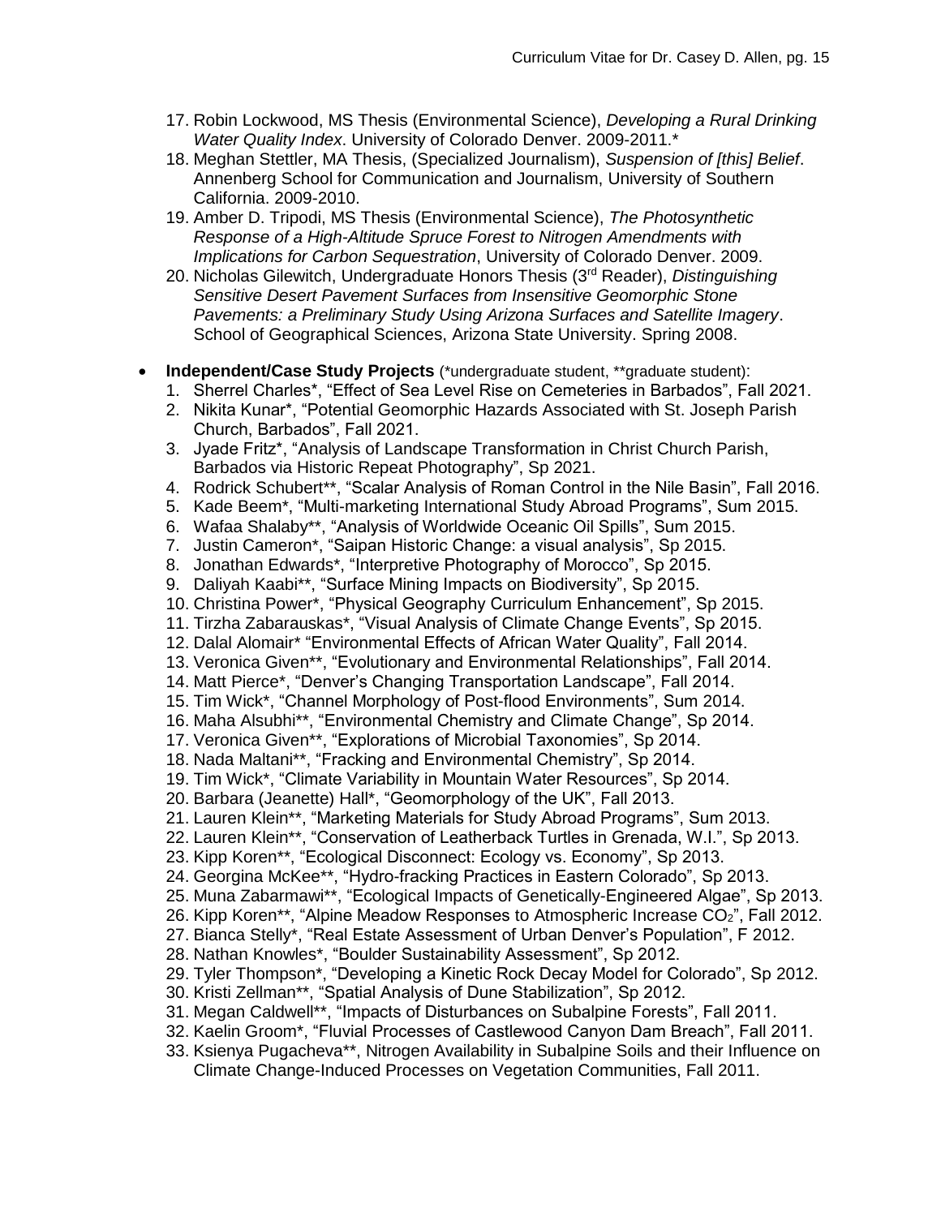17. Robin Lockwood, MS Thesis (Environmental Science), *Developing a Rural Drinking Water Quality Index*. University of Colorado Denver. 2009-2011.*
18. Meghan Stettler, MA Thesis, (Specialized Journalism), *Suspension of [this] Belief*. Annenberg School for Communication and Journalism, University of Southern California. 2009-2010.
19. Amber D. Tripodi, MS Thesis (Environmental Science), *The Photosynthetic Response of a High-Altitude Spruce Forest to Nitrogen Amendments with Implications for Carbon Sequestration*, University of Colorado Denver. 2009.
20. Nicholas Gilewitch, Undergraduate Honors Thesis (3rd Reader), *Distinguishing Sensitive Desert Pavement Surfaces from Insensitive Geomorphic Stone Pavements: a Preliminary Study Using Arizona Surfaces and Satellite Imagery*. School of Geographical Sciences, Arizona State University. Spring 2008.

- **Independent/Case Study Projects** (*undergraduate student, **graduate student):
  1. Sherrel Charles*, "Effect of Sea Level Rise on Cemeteries in Barbados", Fall 2021.
  2. Nikita Kunar*, "Potential Geomorphic Hazards Associated with St. Joseph Parish Church, Barbados", Fall 2021.
  3. Jyade Fritz*, "Analysis of Landscape Transformation in Christ Church Parish, Barbados via Historic Repeat Photography", Sp 2021.
  4. Rodrick Schubert**, "Scalar Analysis of Roman Control in the Nile Basin", Fall 2016.
  5. Kade Beem*, "Multi-marketing International Study Abroad Programs", Sum 2015.
  6. Wafaa Shalaby**, "Analysis of Worldwide Oceanic Oil Spills", Sum 2015.
  7. Justin Cameron*, "Saipan Historic Change: a visual analysis", Sp 2015.
  8. Jonathan Edwards*, "Interpretive Photography of Morocco", Sp 2015.
  9. Daliyah Kaabi**, "Surface Mining Impacts on Biodiversity", Sp 2015.
  10. Christina Power*, "Physical Geography Curriculum Enhancement", Sp 2015.
  11. Tirzha Zabarauskas*, "Visual Analysis of Climate Change Events", Sp 2015.
  12. Dalal Alomair* "Environmental Effects of African Water Quality", Fall 2014.
  13. Veronica Given**, "Evolutionary and Environmental Relationships", Fall 2014.
  14. Matt Pierce*, "Denver's Changing Transportation Landscape", Fall 2014.
  15. Tim Wick*, "Channel Morphology of Post-flood Environments", Sum 2014.
  16. Maha Alsubhi**, "Environmental Chemistry and Climate Change", Sp 2014.
  17. Veronica Given**, "Explorations of Microbial Taxonomies", Sp 2014.
  18. Nada Maltani**, "Fracking and Environmental Chemistry", Sp 2014.
  19. Tim Wick*, "Climate Variability in Mountain Water Resources", Sp 2014.
  20. Barbara (Jeanette) Hall*, "Geomorphology of the UK", Fall 2013.
  21. Lauren Klein**, "Marketing Materials for Study Abroad Programs", Sum 2013.
  22. Lauren Klein**, "Conservation of Leatherback Turtles in Grenada, W.I.", Sp 2013.
  23. Kipp Koren**, "Ecological Disconnect: Ecology vs. Economy", Sp 2013.
  24. Georgina McKee**, "Hydro-fracking Practices in Eastern Colorado", Sp 2013.
  25. Muna Zabarmawi**, "Ecological Impacts of Genetically-Engineered Algae", Sp 2013.
  26. Kipp Koren**, "Alpine Meadow Responses to Atmospheric Increase $CO_2$", Fall 2012.
  27. Bianca Stelly*, "Real Estate Assessment of Urban Denver's Population", F 2012.
  28. Nathan Knowles*, "Boulder Sustainability Assessment", Sp 2012.
  29. Tyler Thompson*, "Developing a Kinetic Rock Decay Model for Colorado", Sp 2012.
  30. Kristi Zellman**, "Spatial Analysis of Dune Stabilization", Sp 2012.
  31. Megan Caldwell**, "Impacts of Disturbances on Subalpine Forests", Fall 2011.
  32. Kaelin Groom*, "Fluvial Processes of Castlewood Canyon Dam Breach", Fall 2011.
  33. Ksienya Pugacheva**, Nitrogen Availability in Subalpine Soils and their Influence on Climate Change-Induced Processes on Vegetation Communities, Fall 2011.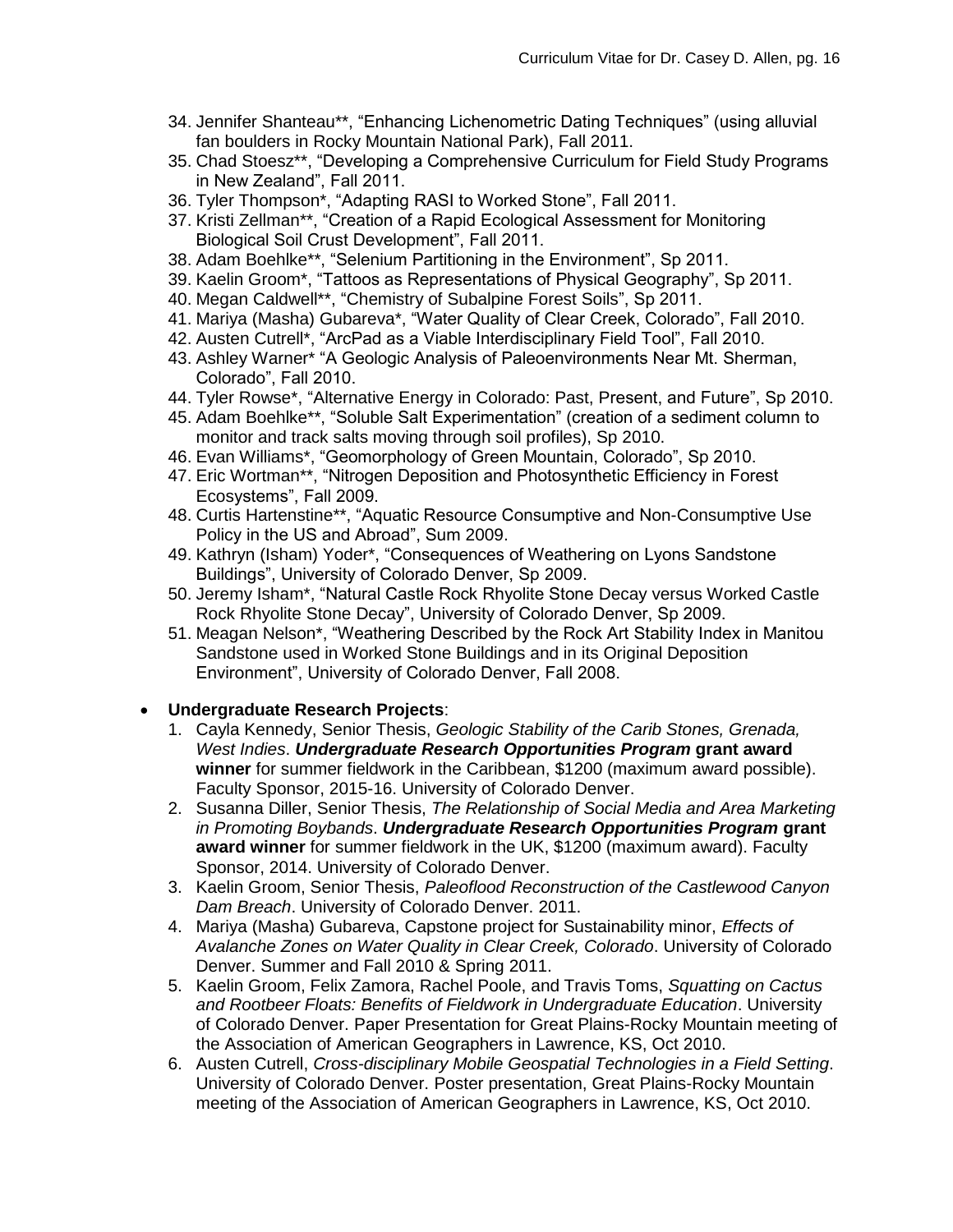34. Jennifer Shanteau**, "Enhancing Lichenometric Dating Techniques" (using alluvial fan boulders in Rocky Mountain National Park), Fall 2011.
35. Chad Stoesz**, "Developing a Comprehensive Curriculum for Field Study Programs in New Zealand", Fall 2011.
36. Tyler Thompson*, "Adapting RASI to Worked Stone", Fall 2011.
37. Kristi Zellman**, "Creation of a Rapid Ecological Assessment for Monitoring Biological Soil Crust Development", Fall 2011.
38. Adam Boehlke**, "Selenium Partitioning in the Environment", Sp 2011.
39. Kaelin Groom*, "Tattoos as Representations of Physical Geography", Sp 2011.
40. Megan Caldwell**, "Chemistry of Subalpine Forest Soils", Sp 2011.
41. Mariya (Masha) Gubareva*, "Water Quality of Clear Creek, Colorado", Fall 2010.
42. Austen Cutrell*, "ArcPad as a Viable Interdisciplinary Field Tool", Fall 2010.
43. Ashley Warner* "A Geologic Analysis of Paleoenvironments Near Mt. Sherman, Colorado", Fall 2010.
44. Tyler Rowse*, "Alternative Energy in Colorado: Past, Present, and Future", Sp 2010.
45. Adam Boehlke**, "Soluble Salt Experimentation" (creation of a sediment column to monitor and track salts moving through soil profiles), Sp 2010.
46. Evan Williams*, "Geomorphology of Green Mountain, Colorado", Sp 2010.
47. Eric Wortman**, "Nitrogen Deposition and Photosynthetic Efficiency in Forest Ecosystems", Fall 2009.
48. Curtis Hartenstine**, "Aquatic Resource Consumptive and Non-Consumptive Use Policy in the US and Abroad", Sum 2009.
49. Kathryn (Isham) Yoder*, "Consequences of Weathering on Lyons Sandstone Buildings", University of Colorado Denver, Sp 2009.
50. Jeremy Isham*, "Natural Castle Rock Rhyolite Stone Decay versus Worked Castle Rock Rhyolite Stone Decay", University of Colorado Denver, Sp 2009.
51. Meagan Nelson*, "Weathering Described by the Rock Art Stability Index in Manitou Sandstone used in Worked Stone Buildings and in its Original Deposition Environment", University of Colorado Denver, Fall 2008.

- **Undergraduate Research Projects**:
  1. Cayla Kennedy, Senior Thesis, *Geologic Stability of the Carib Stones, Grenada, West Indies*. ***Undergraduate Research Opportunities Program* grant award winner** for summer fieldwork in the Caribbean, $1200 (maximum award possible). Faculty Sponsor, 2015-16. University of Colorado Denver.
  2. Susanna Diller, Senior Thesis, *The Relationship of Social Media and Area Marketing in Promoting Boybands*. ***Undergraduate Research Opportunities Program* grant award winner** for summer fieldwork in the UK, $1200 (maximum award). Faculty Sponsor, 2014. University of Colorado Denver.
  3. Kaelin Groom, Senior Thesis, *Paleoflood Reconstruction of the Castlewood Canyon Dam Breach*. University of Colorado Denver. 2011.
  4. Mariya (Masha) Gubareva, Capstone project for Sustainability minor, *Effects of Avalanche Zones on Water Quality in Clear Creek, Colorado*. University of Colorado Denver. Summer and Fall 2010 & Spring 2011.
  5. Kaelin Groom, Felix Zamora, Rachel Poole, and Travis Toms, *Squatting on Cactus and Rootbeer Floats: Benefits of Fieldwork in Undergraduate Education*. University of Colorado Denver. Paper Presentation for Great Plains-Rocky Mountain meeting of the Association of American Geographers in Lawrence, KS, Oct 2010.
  6. Austen Cutrell, *Cross-disciplinary Mobile Geospatial Technologies in a Field Setting*. University of Colorado Denver. Poster presentation, Great Plains-Rocky Mountain meeting of the Association of American Geographers in Lawrence, KS, Oct 2010.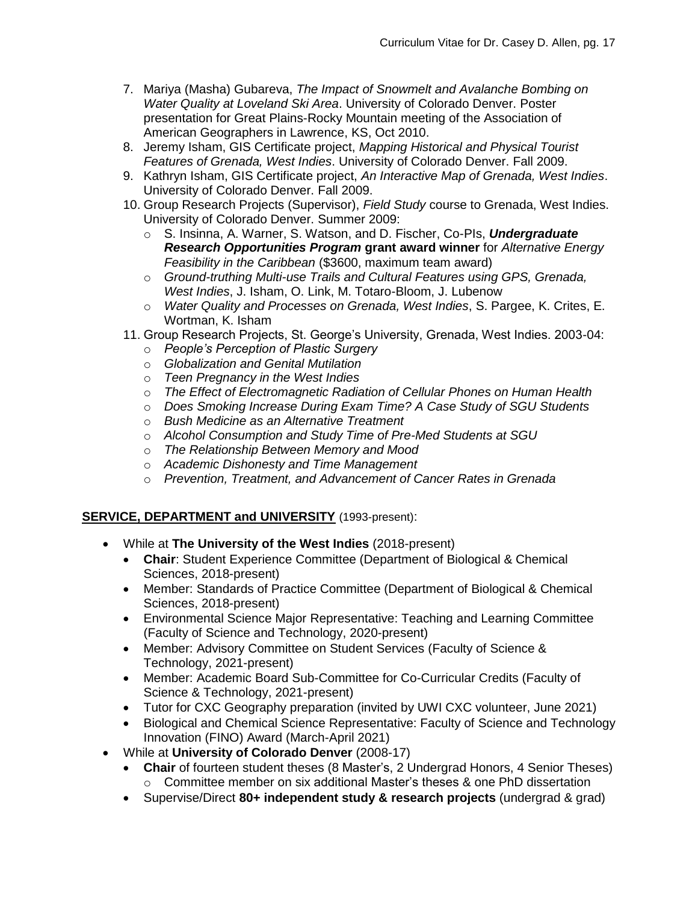7. Mariya (Masha) Gubareva, *The Impact of Snowmelt and Avalanche Bombing on Water Quality at Loveland Ski Area*. University of Colorado Denver. Poster presentation for Great Plains-Rocky Mountain meeting of the Association of American Geographers in Lawrence, KS, Oct 2010.
8. Jeremy Isham, GIS Certificate project, *Mapping Historical and Physical Tourist Features of Grenada, West Indies*. University of Colorado Denver. Fall 2009.
9. Kathryn Isham, GIS Certificate project, *An Interactive Map of Grenada, West Indies*. University of Colorado Denver. Fall 2009.
10. Group Research Projects (Supervisor), *Field Study* course to Grenada, West Indies. University of Colorado Denver. Summer 2009:
    - S. Insinna, A. Warner, S. Watson, and D. Fischer, Co-PIs, ***Undergraduate Research Opportunities Program*** **grant award winner** for *Alternative Energy Feasibility in the Caribbean* ($3600, maximum team award)
    - *Ground-truthing Multi-use Trails and Cultural Features using GPS, Grenada, West Indies*, J. Isham, O. Link, M. Totaro-Bloom, J. Lubenow
    - *Water Quality and Processes on Grenada, West Indies*, S. Pargee, K. Crites, E. Wortman, K. Isham
11. Group Research Projects, St. George's University, Grenada, West Indies. 2003-04:
    - *People's Perception of Plastic Surgery*
    - *Globalization and Genital Mutilation*
    - *Teen Pregnancy in the West Indies*
    - *The Effect of Electromagnetic Radiation of Cellular Phones on Human Health*
    - *Does Smoking Increase During Exam Time? A Case Study of SGU Students*
    - *Bush Medicine as an Alternative Treatment*
    - *Alcohol Consumption and Study Time of Pre-Med Students at SGU*
    - *The Relationship Between Memory and Mood*
    - *Academic Dishonesty and Time Management*
    - *Prevention, Treatment, and Advancement of Cancer Rates in Grenada*

## SERVICE, DEPARTMENT and UNIVERSITY (1993-present):

- While at **The University of the West Indies** (2018-present)
  - **Chair**: Student Experience Committee (Department of Biological & Chemical Sciences, 2018-present)
  - Member: Standards of Practice Committee (Department of Biological & Chemical Sciences, 2018-present)
  - Environmental Science Major Representative: Teaching and Learning Committee (Faculty of Science and Technology, 2020-present)
  - Member: Advisory Committee on Student Services (Faculty of Science & Technology, 2021-present)
  - Member: Academic Board Sub-Committee for Co-Curricular Credits (Faculty of Science & Technology, 2021-present)
  - Tutor for CXC Geography preparation (invited by UWI CXC volunteer, June 2021)
  - Biological and Chemical Science Representative: Faculty of Science and Technology Innovation (FINO) Award (March-April 2021)
- While at **University of Colorado Denver** (2008-17)
  - **Chair** of fourteen student theses (8 Master's, 2 Undergrad Honors, 4 Senior Theses)
    - Committee member on six additional Master's theses & one PhD dissertation
  - Supervise/Direct **80+ independent study & research projects** (undergrad & grad)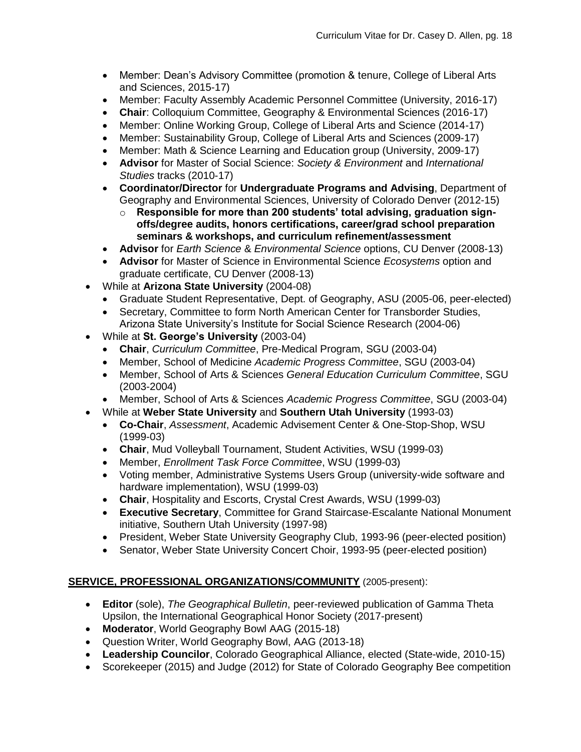- Member: Dean's Advisory Committee (promotion & tenure, College of Liberal Arts and Sciences, 2015-17)
- Member: Faculty Assembly Academic Personnel Committee (University, 2016-17)
- **Chair**: Colloquium Committee, Geography & Environmental Sciences (2016-17)
- Member: Online Working Group, College of Liberal Arts and Science (2014-17)
- Member: Sustainability Group, College of Liberal Arts and Sciences (2009-17)
- Member: Math & Science Learning and Education group (University, 2009-17)
- **Advisor** for Master of Social Science: *Society & Environment* and *International Studies* tracks (2010-17)
- **Coordinator/Director** for **Undergraduate Programs and Advising**, Department of Geography and Environmental Sciences, University of Colorado Denver (2012-15)
    - **Responsible for more than 200 students' total advising, graduation sign-offs/degree audits, honors certifications, career/grad school preparation seminars & workshops, and curriculum refinement/assessment**
- **Advisor** for *Earth Science* & *Environmental Science* options, CU Denver (2008-13)
- **Advisor** for Master of Science in Environmental Science *Ecosystems* option and graduate certificate, CU Denver (2008-13)

- While at **Arizona State University** (2004-08)
    - Graduate Student Representative, Dept. of Geography, ASU (2005-06, peer-elected)
    - Secretary, Committee to form North American Center for Transborder Studies, Arizona State University's Institute for Social Science Research (2004-06)
- While at **St. George's University** (2003-04)
    - **Chair**, *Curriculum Committee*, Pre-Medical Program, SGU (2003-04)
    - Member, School of Medicine *Academic Progress Committee*, SGU (2003-04)
    - Member, School of Arts & Sciences *General Education Curriculum Committee*, SGU (2003-2004)
    - Member, School of Arts & Sciences *Academic Progress Committee*, SGU (2003-04)
- While at **Weber State University** and **Southern Utah University** (1993-03)
    - **Co-Chair**, *Assessment*, Academic Advisement Center & One-Stop-Shop, WSU (1999-03)
    - **Chair**, Mud Volleyball Tournament, Student Activities, WSU (1999-03)
    - Member, *Enrollment Task Force Committee*, WSU (1999-03)
    - Voting member, Administrative Systems Users Group (university-wide software and hardware implementation), WSU (1999-03)
    - **Chair**, Hospitality and Escorts, Crystal Crest Awards, WSU (1999-03)
    - **Executive Secretary**, Committee for Grand Staircase-Escalante National Monument initiative, Southern Utah University (1997-98)
    - President, Weber State University Geography Club, 1993-96 (peer-elected position)
    - Senator, Weber State University Concert Choir, 1993-95 (peer-elected position)

**SERVICE, PROFESSIONAL ORGANIZATIONS/COMMUNITY** (2005-present):

- **Editor** (sole), *The Geographical Bulletin*, peer-reviewed publication of Gamma Theta Upsilon, the International Geographical Honor Society (2017-present)
- **Moderator**, World Geography Bowl AAG (2015-18)
- Question Writer, World Geography Bowl, AAG (2013-18)
- **Leadership Councilor**, Colorado Geographical Alliance, elected (State-wide, 2010-15)
- Scorekeeper (2015) and Judge (2012) for State of Colorado Geography Bee competition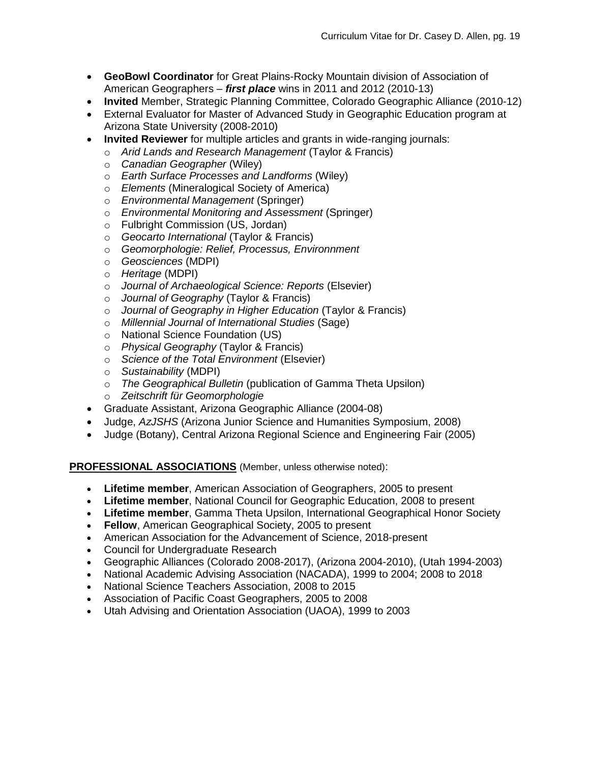- **GeoBowl Coordinator** for Great Plains-Rocky Mountain division of Association of American Geographers – ***first place*** wins in 2011 and 2012 (2010-13)
- **Invited** Member, Strategic Planning Committee, Colorado Geographic Alliance (2010-12)
- External Evaluator for Master of Advanced Study in Geographic Education program at Arizona State University (2008-2010)
- **Invited Reviewer** for multiple articles and grants in wide-ranging journals:
    - *Arid Lands and Research Management* (Taylor & Francis)
    - *Canadian Geographer* (Wiley)
    - *Earth Surface Processes and Landforms* (Wiley)
    - *Elements* (Mineralogical Society of America)
    - *Environmental Management* (Springer)
    - *Environmental Monitoring and Assessment* (Springer)
    - Fulbright Commission (US, Jordan)
    - *Geocarto International* (Taylor & Francis)
    - *Geomorphologie: Relief, Processus, Environnment*
    - *Geosciences* (MDPI)
    - *Heritage* (MDPI)
    - *Journal of Archaeological Science: Reports* (Elsevier)
    - *Journal of Geography* (Taylor & Francis)
    - *Journal of Geography in Higher Education* (Taylor & Francis)
    - *Millennial Journal of International Studies* (Sage)
    - National Science Foundation (US)
    - *Physical Geography* (Taylor & Francis)
    - *Science of the Total Environment* (Elsevier)
    - *Sustainability* (MDPI)
    - *The Geographical Bulletin* (publication of Gamma Theta Upsilon)
    - *Zeitschrift für Geomorphologie*
- Graduate Assistant, Arizona Geographic Alliance (2004-08)
- Judge, *AzJSHS* (Arizona Junior Science and Humanities Symposium, 2008)
- Judge (Botany), Central Arizona Regional Science and Engineering Fair (2005)

**PROFESSIONAL ASSOCIATIONS** (Member, unless otherwise noted):

- **Lifetime member**, American Association of Geographers, 2005 to present
- **Lifetime member**, National Council for Geographic Education, 2008 to present
- **Lifetime member**, Gamma Theta Upsilon, International Geographical Honor Society
- **Fellow**, American Geographical Society, 2005 to present
- American Association for the Advancement of Science, 2018-present
- Council for Undergraduate Research
- Geographic Alliances (Colorado 2008-2017), (Arizona 2004-2010), (Utah 1994-2003)
- National Academic Advising Association (NACADA), 1999 to 2004; 2008 to 2018
- National Science Teachers Association, 2008 to 2015
- Association of Pacific Coast Geographers, 2005 to 2008
- Utah Advising and Orientation Association (UAOA), 1999 to 2003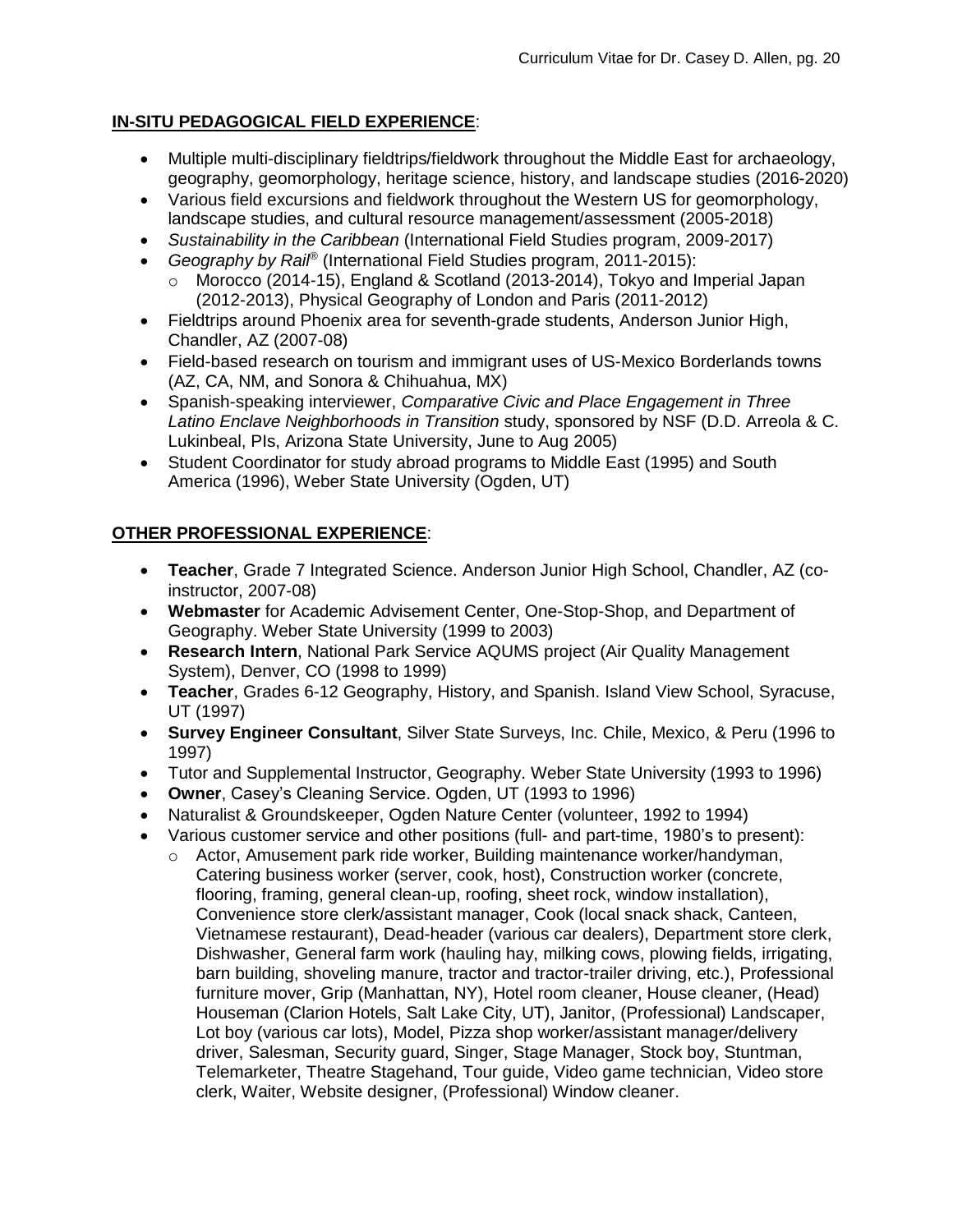## **IN-SITU PEDAGOGICAL FIELD EXPERIENCE**:

- Multiple multi-disciplinary fieldtrips/fieldwork throughout the Middle East for archaeology, geography, geomorphology, heritage science, history, and landscape studies (2016-2020)
- Various field excursions and fieldwork throughout the Western US for geomorphology, landscape studies, and cultural resource management/assessment (2005-2018)
- *Sustainability in the Caribbean* (International Field Studies program, 2009-2017)
- *Geography by Rail®* (International Field Studies program, 2011-2015):
  - Morocco (2014-15), England & Scotland (2013-2014), Tokyo and Imperial Japan (2012-2013), Physical Geography of London and Paris (2011-2012)
- Fieldtrips around Phoenix area for seventh-grade students, Anderson Junior High, Chandler, AZ (2007-08)
- Field-based research on tourism and immigrant uses of US-Mexico Borderlands towns (AZ, CA, NM, and Sonora & Chihuahua, MX)
- Spanish-speaking interviewer, *Comparative Civic and Place Engagement in Three Latino Enclave Neighborhoods in Transition* study, sponsored by NSF (D.D. Arreola & C. Lukinbeal, PIs, Arizona State University, June to Aug 2005)
- Student Coordinator for study abroad programs to Middle East (1995) and South America (1996), Weber State University (Ogden, UT)

## **OTHER PROFESSIONAL EXPERIENCE**:

- **Teacher**, Grade 7 Integrated Science. Anderson Junior High School, Chandler, AZ (co-instructor, 2007-08)
- **Webmaster** for Academic Advisement Center, One-Stop-Shop, and Department of Geography. Weber State University (1999 to 2003)
- **Research Intern**, National Park Service AQUMS project (Air Quality Management System), Denver, CO (1998 to 1999)
- **Teacher**, Grades 6-12 Geography, History, and Spanish. Island View School, Syracuse, UT (1997)
- **Survey Engineer Consultant**, Silver State Surveys, Inc. Chile, Mexico, & Peru (1996 to 1997)
- Tutor and Supplemental Instructor, Geography. Weber State University (1993 to 1996)
- **Owner**, Casey's Cleaning Service. Ogden, UT (1993 to 1996)
- Naturalist & Groundskeeper, Ogden Nature Center (volunteer, 1992 to 1994)
- Various customer service and other positions (full- and part-time, 1980's to present):
  - Actor, Amusement park ride worker, Building maintenance worker/handyman, Catering business worker (server, cook, host), Construction worker (concrete, flooring, framing, general clean-up, roofing, sheet rock, window installation), Convenience store clerk/assistant manager, Cook (local snack shack, Canteen, Vietnamese restaurant), Dead-header (various car dealers), Department store clerk, Dishwasher, General farm work (hauling hay, milking cows, plowing fields, irrigating, barn building, shoveling manure, tractor and tractor-trailer driving, etc.), Professional furniture mover, Grip (Manhattan, NY), Hotel room cleaner, House cleaner, (Head) Houseman (Clarion Hotels, Salt Lake City, UT), Janitor, (Professional) Landscaper, Lot boy (various car lots), Model, Pizza shop worker/assistant manager/delivery driver, Salesman, Security guard, Singer, Stage Manager, Stock boy, Stuntman, Telemarketer, Theatre Stagehand, Tour guide, Video game technician, Video store clerk, Waiter, Website designer, (Professional) Window cleaner.